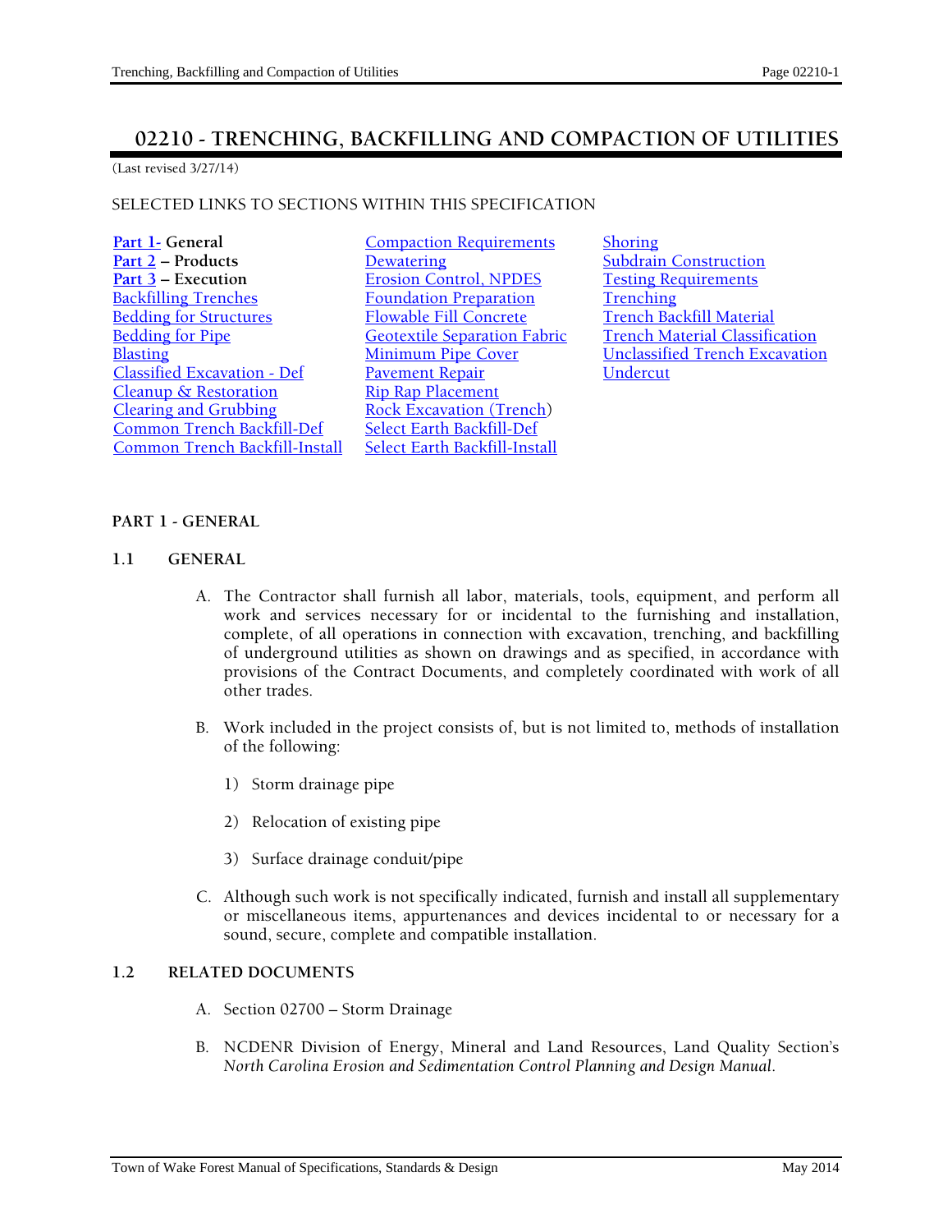# 02210 - TRENCHING, BACKFILLING AND COMPACTION OF UTILITIES

(Last revised 3/27/14)

SELECTED LINKS TO SECTIONS WITHIN THIS SPECIFICATION

| | | |
|---|---|---|
| **Part 1- General** | Compaction Requirements | Shoring |
| **Part 2 – Products** | Dewatering | Subdrain Construction |
| **Part 3 – Execution** | Erosion Control, NPDES | Testing Requirements |
| Backfilling Trenches | Foundation Preparation | Trenching |
| Bedding for Structures | Flowable Fill Concrete | Trench Backfill Material |
| Bedding for Pipe | Geotextile Separation Fabric | Trench Material Classification |
| Blasting | Minimum Pipe Cover | Unclassified Trench Excavation |
| Classified Excavation - Def | Pavement Repair | Undercut |
| Cleanup & Restoration | Rip Rap Placement | |
| Clearing and Grubbing | Rock Excavation (Trench) | |
| Common Trench Backfill-Def | Select Earth Backfill-Def | |
| Common Trench Backfill-Install | Select Earth Backfill-Install | |

## PART 1 - GENERAL

### 1.1 GENERAL

A. The Contractor shall furnish all labor, materials, tools, equipment, and perform all work and services necessary for or incidental to the furnishing and installation, complete, of all operations in connection with excavation, trenching, and backfilling of underground utilities as shown on drawings and as specified, in accordance with provisions of the Contract Documents, and completely coordinated with work of all other trades.

B. Work included in the project consists of, but is not limited to, methods of installation of the following:

1) Storm drainage pipe

2) Relocation of existing pipe

3) Surface drainage conduit/pipe

C. Although such work is not specifically indicated, furnish and install all supplementary or miscellaneous items, appurtenances and devices incidental to or necessary for a sound, secure, complete and compatible installation.

### 1.2 RELATED DOCUMENTS

A. Section 02700 – Storm Drainage

B. NCDENR Division of Energy, Mineral and Land Resources, Land Quality Section's *North Carolina Erosion and Sedimentation Control Planning and Design Manual*.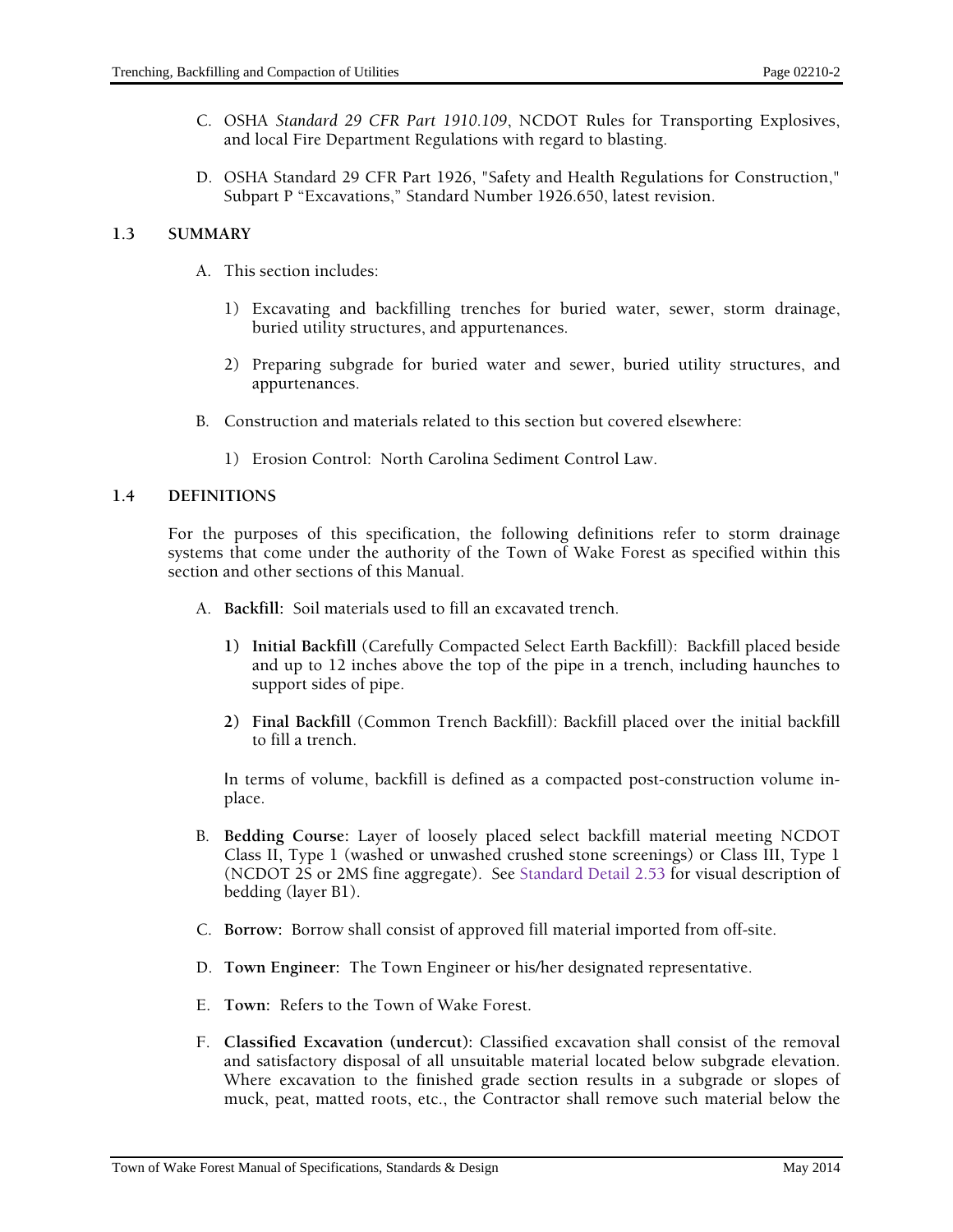C. OSHA *Standard 29 CFR Part 1910.109*, NCDOT Rules for Transporting Explosives, and local Fire Department Regulations with regard to blasting.

D. OSHA Standard 29 CFR Part 1926, "Safety and Health Regulations for Construction," Subpart P "Excavations," Standard Number 1926.650, latest revision.

## 1.3 SUMMARY

A. This section includes:

1) Excavating and backfilling trenches for buried water, sewer, storm drainage, buried utility structures, and appurtenances.

2) Preparing subgrade for buried water and sewer, buried utility structures, and appurtenances.

B. Construction and materials related to this section but covered elsewhere:

1) Erosion Control: North Carolina Sediment Control Law.

## 1.4 DEFINITIONS

For the purposes of this specification, the following definitions refer to storm drainage systems that come under the authority of the Town of Wake Forest as specified within this section and other sections of this Manual.

A. **Backfill:** Soil materials used to fill an excavated trench.

**1) Initial Backfill** (Carefully Compacted Select Earth Backfill): Backfill placed beside and up to 12 inches above the top of the pipe in a trench, including haunches to support sides of pipe.

**2) Final Backfill** (Common Trench Backfill): Backfill placed over the initial backfill to fill a trench.

In terms of volume, backfill is defined as a compacted post-construction volume in-place.

B. **Bedding Course:** Layer of loosely placed select backfill material meeting NCDOT Class II, Type 1 (washed or unwashed crushed stone screenings) or Class III, Type 1 (NCDOT 2S or 2MS fine aggregate). See Standard Detail 2.53 for visual description of bedding (layer B1).

C. **Borrow:** Borrow shall consist of approved fill material imported from off-site.

D. **Town Engineer:** The Town Engineer or his/her designated representative.

E. **Town:** Refers to the Town of Wake Forest.

F. **Classified Excavation (undercut):** Classified excavation shall consist of the removal and satisfactory disposal of all unsuitable material located below subgrade elevation. Where excavation to the finished grade section results in a subgrade or slopes of muck, peat, matted roots, etc., the Contractor shall remove such material below the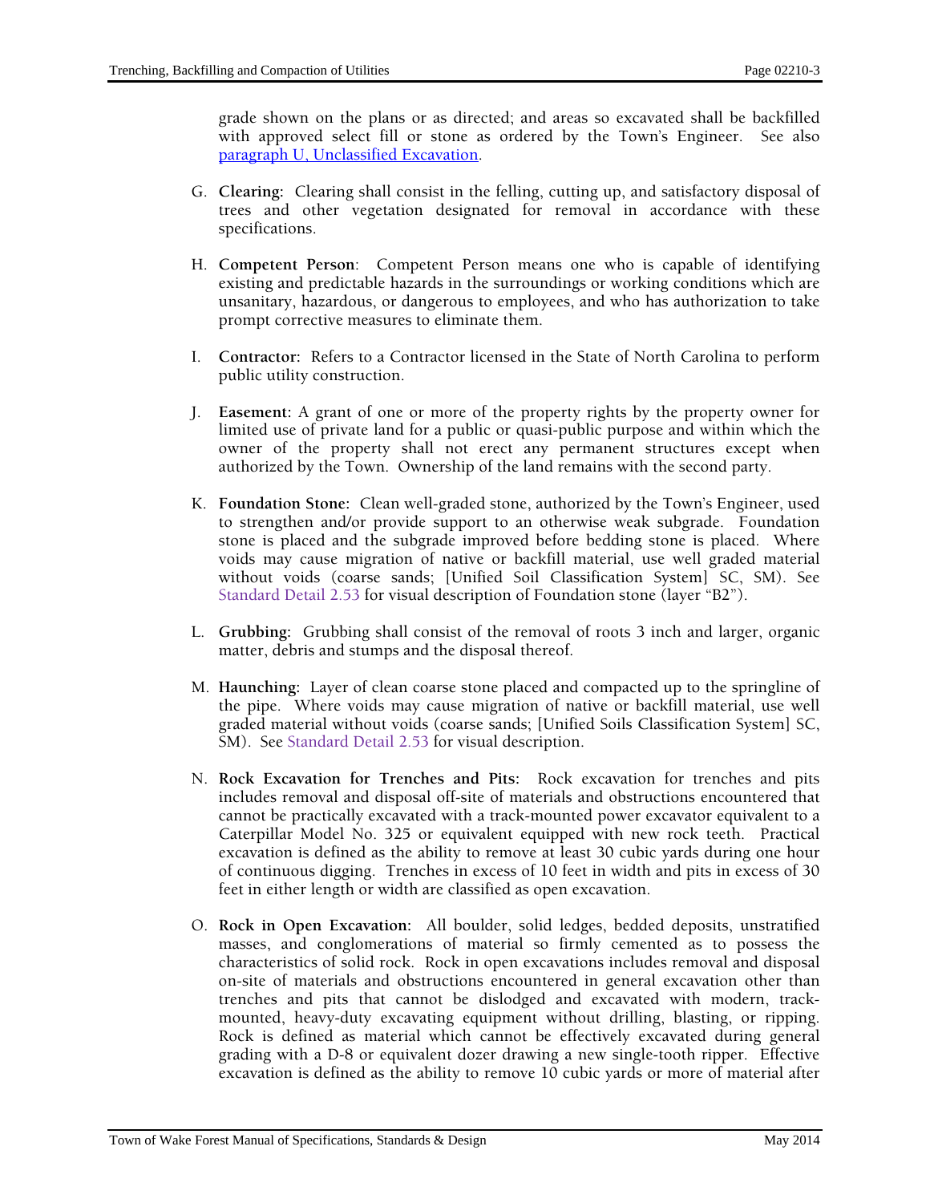grade shown on the plans or as directed; and areas so excavated shall be backfilled with approved select fill or stone as ordered by the Town's Engineer. See also paragraph U, Unclassified Excavation.

G. **Clearing:** Clearing shall consist in the felling, cutting up, and satisfactory disposal of trees and other vegetation designated for removal in accordance with these specifications.

H. **Competent Person**: Competent Person means one who is capable of identifying existing and predictable hazards in the surroundings or working conditions which are unsanitary, hazardous, or dangerous to employees, and who has authorization to take prompt corrective measures to eliminate them.

I. **Contractor:** Refers to a Contractor licensed in the State of North Carolina to perform public utility construction.

J. **Easement:** A grant of one or more of the property rights by the property owner for limited use of private land for a public or quasi-public purpose and within which the owner of the property shall not erect any permanent structures except when authorized by the Town. Ownership of the land remains with the second party.

K. **Foundation Stone:** Clean well-graded stone, authorized by the Town's Engineer, used to strengthen and/or provide support to an otherwise weak subgrade. Foundation stone is placed and the subgrade improved before bedding stone is placed. Where voids may cause migration of native or backfill material, use well graded material without voids (coarse sands; [Unified Soil Classification System] SC, SM). See Standard Detail 2.53 for visual description of Foundation stone (layer "B2").

L. **Grubbing:** Grubbing shall consist of the removal of roots 3 inch and larger, organic matter, debris and stumps and the disposal thereof.

M. **Haunching:** Layer of clean coarse stone placed and compacted up to the springline of the pipe. Where voids may cause migration of native or backfill material, use well graded material without voids (coarse sands; [Unified Soils Classification System] SC, SM). See Standard Detail 2.53 for visual description.

N. **Rock Excavation for Trenches and Pits:** Rock excavation for trenches and pits includes removal and disposal off-site of materials and obstructions encountered that cannot be practically excavated with a track-mounted power excavator equivalent to a Caterpillar Model No. 325 or equivalent equipped with new rock teeth. Practical excavation is defined as the ability to remove at least 30 cubic yards during one hour of continuous digging. Trenches in excess of 10 feet in width and pits in excess of 30 feet in either length or width are classified as open excavation.

O. **Rock in Open Excavation:** All boulder, solid ledges, bedded deposits, unstratified masses, and conglomerations of material so firmly cemented as to possess the characteristics of solid rock. Rock in open excavations includes removal and disposal on-site of materials and obstructions encountered in general excavation other than trenches and pits that cannot be dislodged and excavated with modern, track-mounted, heavy-duty excavating equipment without drilling, blasting, or ripping. Rock is defined as material which cannot be effectively excavated during general grading with a D-8 or equivalent dozer drawing a new single-tooth ripper. Effective excavation is defined as the ability to remove 10 cubic yards or more of material after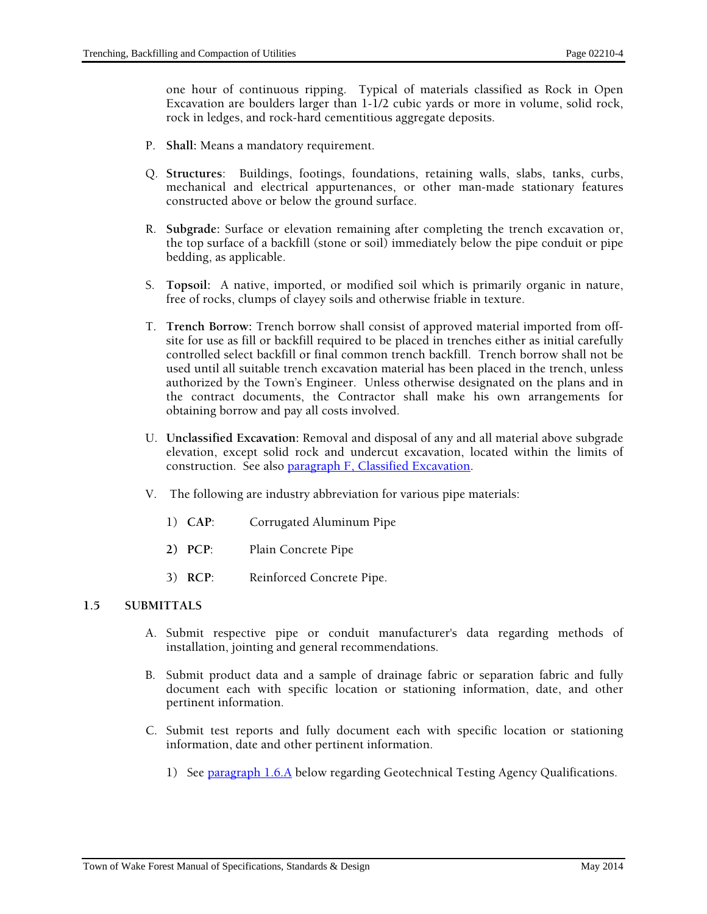one hour of continuous ripping. Typical of materials classified as Rock in Open Excavation are boulders larger than 1-1/2 cubic yards or more in volume, solid rock, rock in ledges, and rock-hard cementitious aggregate deposits.

P. **Shall:** Means a mandatory requirement.

Q. **Structures**: Buildings, footings, foundations, retaining walls, slabs, tanks, curbs, mechanical and electrical appurtenances, or other man-made stationary features constructed above or below the ground surface.

R. **Subgrade:** Surface or elevation remaining after completing the trench excavation or, the top surface of a backfill (stone or soil) immediately below the pipe conduit or pipe bedding, as applicable.

S. **Topsoil:** A native, imported, or modified soil which is primarily organic in nature, free of rocks, clumps of clayey soils and otherwise friable in texture.

T. **Trench Borrow:** Trench borrow shall consist of approved material imported from off-site for use as fill or backfill required to be placed in trenches either as initial carefully controlled select backfill or final common trench backfill. Trench borrow shall not be used until all suitable trench excavation material has been placed in the trench, unless authorized by the Town's Engineer. Unless otherwise designated on the plans and in the contract documents, the Contractor shall make his own arrangements for obtaining borrow and pay all costs involved.

U. **Unclassified Excavation:** Removal and disposal of any and all material above subgrade elevation, except solid rock and undercut excavation, located within the limits of construction. See also paragraph F, Classified Excavation.

V. The following are industry abbreviation for various pipe materials:

1) **CAP**: Corrugated Aluminum Pipe

2) **PCP**: Plain Concrete Pipe

3) **RCP**: Reinforced Concrete Pipe.

## 1.5 SUBMITTALS

A. Submit respective pipe or conduit manufacturer's data regarding methods of installation, jointing and general recommendations.

B. Submit product data and a sample of drainage fabric or separation fabric and fully document each with specific location or stationing information, date, and other pertinent information.

C. Submit test reports and fully document each with specific location or stationing information, date and other pertinent information.

1) See paragraph 1.6.A below regarding Geotechnical Testing Agency Qualifications.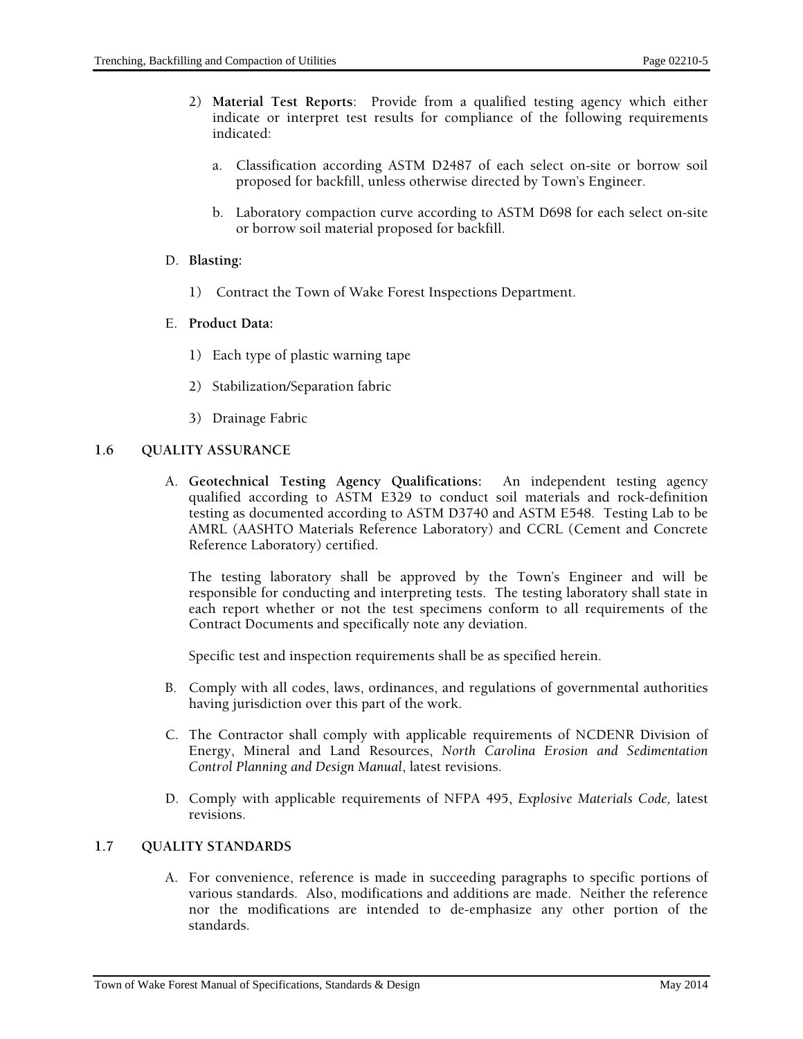2) **Material Test Reports**: Provide from a qualified testing agency which either indicate or interpret test results for compliance of the following requirements indicated:

   a. Classification according ASTM D2487 of each select on-site or borrow soil proposed for backfill, unless otherwise directed by Town's Engineer.

   b. Laboratory compaction curve according to ASTM D698 for each select on-site or borrow soil material proposed for backfill.

D. **Blasting:**

   1) Contract the Town of Wake Forest Inspections Department.

E. **Product Data:**

   1) Each type of plastic warning tape

   2) Stabilization/Separation fabric

   3) Drainage Fabric

## 1.6 QUALITY ASSURANCE

A. **Geotechnical Testing Agency Qualifications:** An independent testing agency qualified according to ASTM E329 to conduct soil materials and rock-definition testing as documented according to ASTM D3740 and ASTM E548. Testing Lab to be AMRL (AASHTO Materials Reference Laboratory) and CCRL (Cement and Concrete Reference Laboratory) certified.

   The testing laboratory shall be approved by the Town's Engineer and will be responsible for conducting and interpreting tests. The testing laboratory shall state in each report whether or not the test specimens conform to all requirements of the Contract Documents and specifically note any deviation.

   Specific test and inspection requirements shall be as specified herein.

B. Comply with all codes, laws, ordinances, and regulations of governmental authorities having jurisdiction over this part of the work.

C. The Contractor shall comply with applicable requirements of NCDENR Division of Energy, Mineral and Land Resources, *North Carolina Erosion and Sedimentation Control Planning and Design Manual*, latest revisions.

D. Comply with applicable requirements of NFPA 495, *Explosive Materials Code,* latest revisions.

## 1.7 QUALITY STANDARDS

A. For convenience, reference is made in succeeding paragraphs to specific portions of various standards. Also, modifications and additions are made. Neither the reference nor the modifications are intended to de-emphasize any other portion of the standards.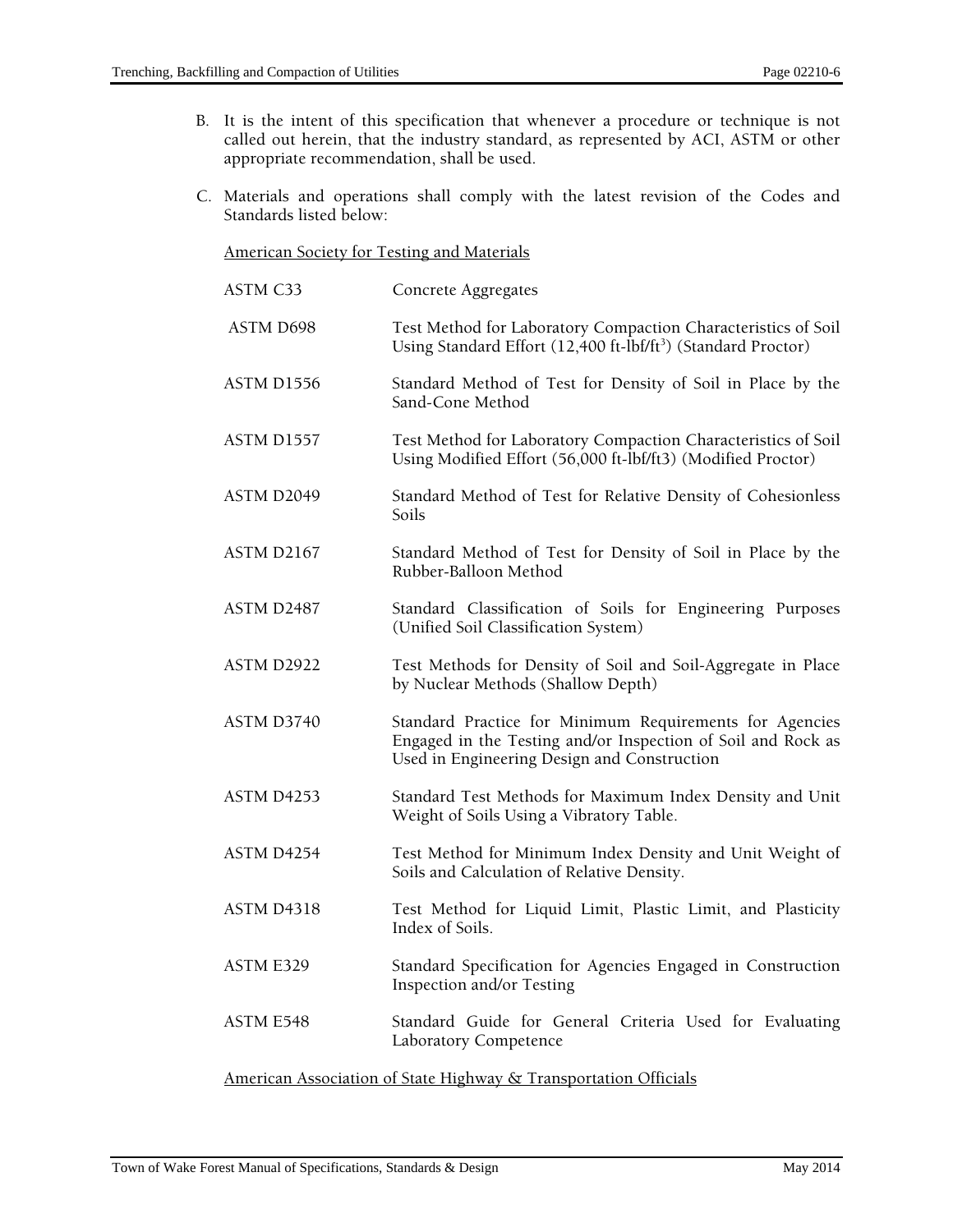B. It is the intent of this specification that whenever a procedure or technique is not called out herein, that the industry standard, as represented by ACI, ASTM or other appropriate recommendation, shall be used.

C. Materials and operations shall comply with the latest revision of the Codes and Standards listed below:

<u>American Society for Testing and Materials</u>

| | |
|---|---|
| ASTM C33 | Concrete Aggregates |
| ASTM D698 | Test Method for Laboratory Compaction Characteristics of Soil Using Standard Effort (12,400 ft-lbf/ft$^3$) (Standard Proctor) |
| ASTM D1556 | Standard Method of Test for Density of Soil in Place by the Sand-Cone Method |
| ASTM D1557 | Test Method for Laboratory Compaction Characteristics of Soil Using Modified Effort (56,000 ft-lbf/ft3) (Modified Proctor) |
| ASTM D2049 | Standard Method of Test for Relative Density of Cohesionless Soils |
| ASTM D2167 | Standard Method of Test for Density of Soil in Place by the Rubber-Balloon Method |
| ASTM D2487 | Standard Classification of Soils for Engineering Purposes (Unified Soil Classification System) |
| ASTM D2922 | Test Methods for Density of Soil and Soil-Aggregate in Place by Nuclear Methods (Shallow Depth) |
| ASTM D3740 | Standard Practice for Minimum Requirements for Agencies Engaged in the Testing and/or Inspection of Soil and Rock as Used in Engineering Design and Construction |
| ASTM D4253 | Standard Test Methods for Maximum Index Density and Unit Weight of Soils Using a Vibratory Table. |
| ASTM D4254 | Test Method for Minimum Index Density and Unit Weight of Soils and Calculation of Relative Density. |
| ASTM D4318 | Test Method for Liquid Limit, Plastic Limit, and Plasticity Index of Soils. |
| ASTM E329 | Standard Specification for Agencies Engaged in Construction Inspection and/or Testing |
| ASTM E548 | Standard Guide for General Criteria Used for Evaluating Laboratory Competence |

<u>American Association of State Highway & Transportation Officials</u>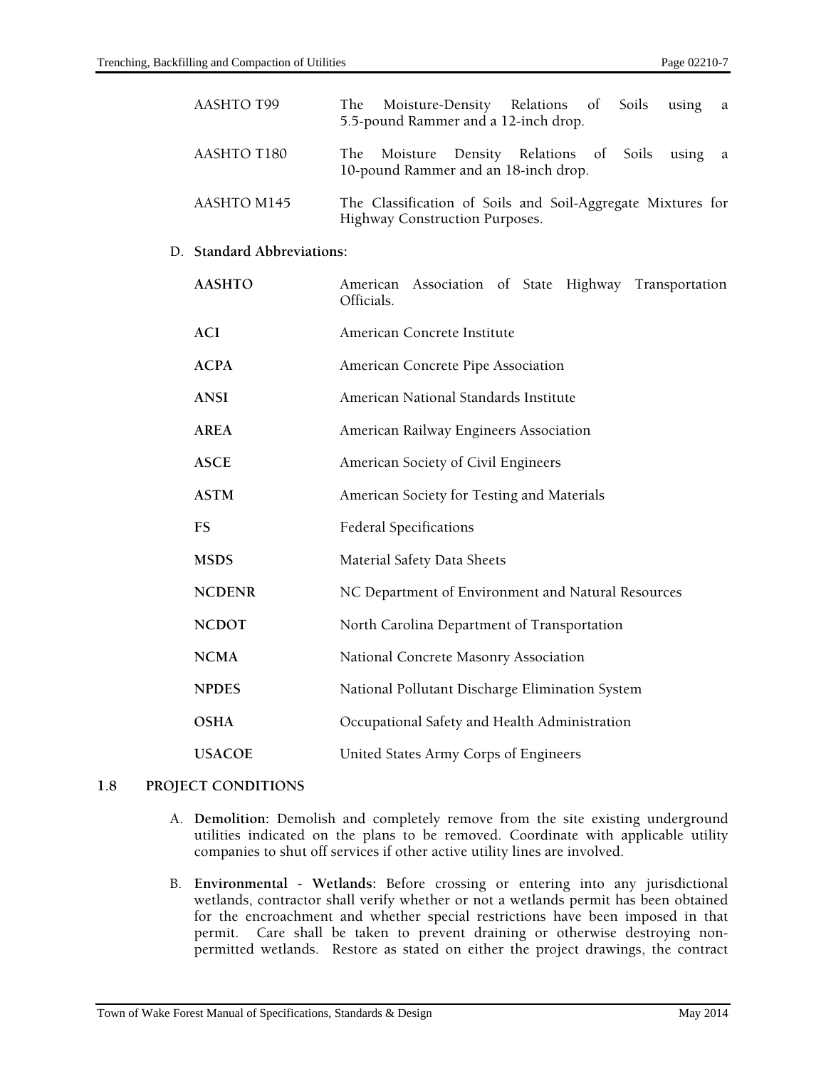| | |
|---|---|
| AASHTO T99 | The Moisture-Density Relations of Soils using a 5.5-pound Rammer and a 12-inch drop. |
| AASHTO T180 | The Moisture Density Relations of Soils using a 10-pound Rammer and an 18-inch drop. |
| AASHTO M145 | The Classification of Soils and Soil-Aggregate Mixtures for Highway Construction Purposes. |

D. **Standard Abbreviations:**

| | |
|---|---|
| **AASHTO** | American Association of State Highway Transportation Officials. |
| **ACI** | American Concrete Institute |
| **ACPA** | American Concrete Pipe Association |
| **ANSI** | American National Standards Institute |
| **AREA** | American Railway Engineers Association |
| **ASCE** | American Society of Civil Engineers |
| **ASTM** | American Society for Testing and Materials |
| **FS** | Federal Specifications |
| **MSDS** | Material Safety Data Sheets |
| **NCDENR** | NC Department of Environment and Natural Resources |
| **NCDOT** | North Carolina Department of Transportation |
| **NCMA** | National Concrete Masonry Association |
| **NPDES** | National Pollutant Discharge Elimination System |
| **OSHA** | Occupational Safety and Health Administration |
| **USACOE** | United States Army Corps of Engineers |

## 1.8 PROJECT CONDITIONS

A. **Demolition:** Demolish and completely remove from the site existing underground utilities indicated on the plans to be removed. Coordinate with applicable utility companies to shut off services if other active utility lines are involved.

B. **Environmental - Wetlands:** Before crossing or entering into any jurisdictional wetlands, contractor shall verify whether or not a wetlands permit has been obtained for the encroachment and whether special restrictions have been imposed in that permit. Care shall be taken to prevent draining or otherwise destroying non-permitted wetlands. Restore as stated on either the project drawings, the contract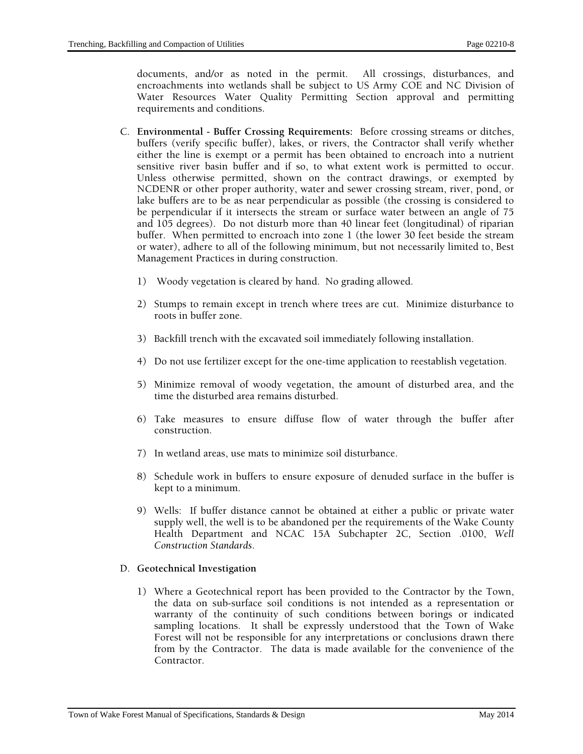documents, and/or as noted in the permit. All crossings, disturbances, and encroachments into wetlands shall be subject to US Army COE and NC Division of Water Resources Water Quality Permitting Section approval and permitting requirements and conditions.

C. **Environmental - Buffer Crossing Requirements:** Before crossing streams or ditches, buffers (verify specific buffer), lakes, or rivers, the Contractor shall verify whether either the line is exempt or a permit has been obtained to encroach into a nutrient sensitive river basin buffer and if so, to what extent work is permitted to occur. Unless otherwise permitted, shown on the contract drawings, or exempted by NCDENR or other proper authority, water and sewer crossing stream, river, pond, or lake buffers are to be as near perpendicular as possible (the crossing is considered to be perpendicular if it intersects the stream or surface water between an angle of 75 and 105 degrees). Do not disturb more than 40 linear feet (longitudinal) of riparian buffer. When permitted to encroach into zone 1 (the lower 30 feet beside the stream or water), adhere to all of the following minimum, but not necessarily limited to, Best Management Practices in during construction.

   1) Woody vegetation is cleared by hand. No grading allowed.

   2) Stumps to remain except in trench where trees are cut. Minimize disturbance to roots in buffer zone.

   3) Backfill trench with the excavated soil immediately following installation.

   4) Do not use fertilizer except for the one-time application to reestablish vegetation.

   5) Minimize removal of woody vegetation, the amount of disturbed area, and the time the disturbed area remains disturbed.

   6) Take measures to ensure diffuse flow of water through the buffer after construction.

   7) In wetland areas, use mats to minimize soil disturbance.

   8) Schedule work in buffers to ensure exposure of denuded surface in the buffer is kept to a minimum.

   9) Wells: If buffer distance cannot be obtained at either a public or private water supply well, the well is to be abandoned per the requirements of the Wake County Health Department and NCAC 15A Subchapter 2C, Section .0100, *Well Construction Standards*.

D. **Geotechnical Investigation**

   1) Where a Geotechnical report has been provided to the Contractor by the Town, the data on sub-surface soil conditions is not intended as a representation or warranty of the continuity of such conditions between borings or indicated sampling locations. It shall be expressly understood that the Town of Wake Forest will not be responsible for any interpretations or conclusions drawn there from by the Contractor. The data is made available for the convenience of the Contractor.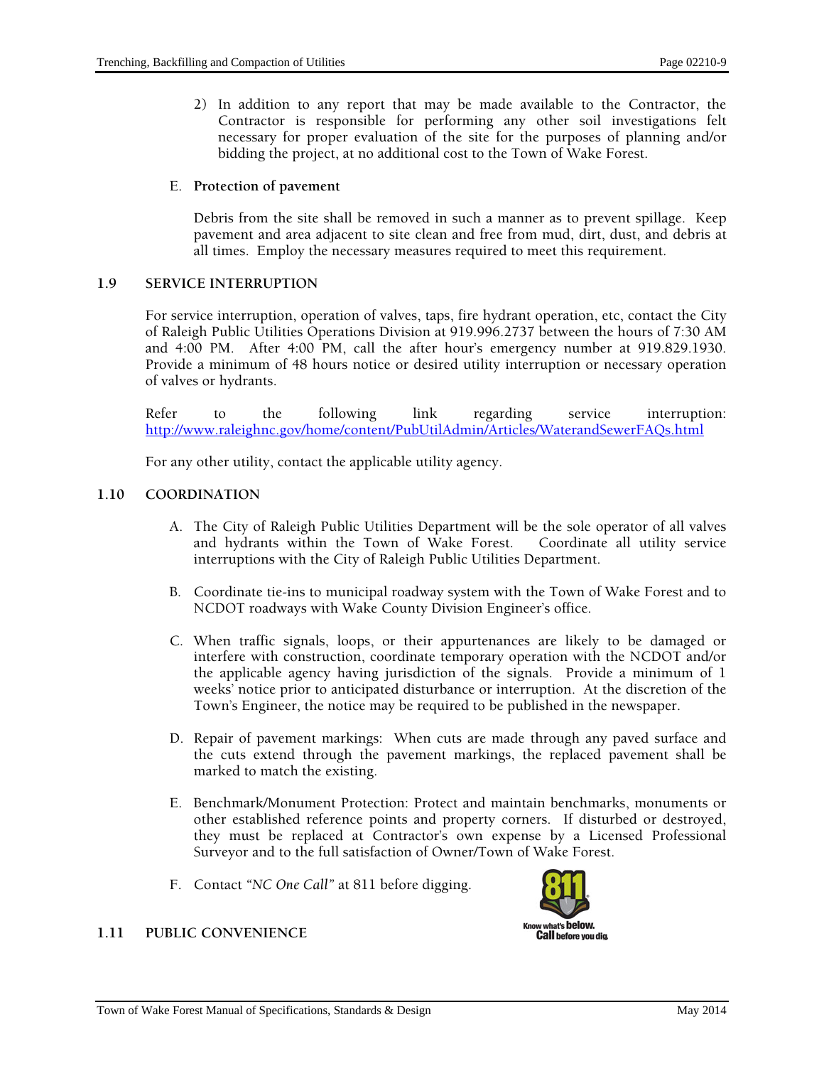2) In addition to any report that may be made available to the Contractor, the Contractor is responsible for performing any other soil investigations felt necessary for proper evaluation of the site for the purposes of planning and/or bidding the project, at no additional cost to the Town of Wake Forest.

E. **Protection of pavement**

Debris from the site shall be removed in such a manner as to prevent spillage. Keep pavement and area adjacent to site clean and free from mud, dirt, dust, and debris at all times. Employ the necessary measures required to meet this requirement.

## 1.9 SERVICE INTERRUPTION

For service interruption, operation of valves, taps, fire hydrant operation, etc, contact the City of Raleigh Public Utilities Operations Division at 919.996.2737 between the hours of 7:30 AM and 4:00 PM. After 4:00 PM, call the after hour's emergency number at 919.829.1930. Provide a minimum of 48 hours notice or desired utility interruption or necessary operation of valves or hydrants.

Refer to the following link regarding service interruption: http://www.raleighnc.gov/home/content/PubUtilAdmin/Articles/WaterandSewerFAQs.html

For any other utility, contact the applicable utility agency.

## 1.10 COORDINATION

A. The City of Raleigh Public Utilities Department will be the sole operator of all valves and hydrants within the Town of Wake Forest. Coordinate all utility service interruptions with the City of Raleigh Public Utilities Department.

B. Coordinate tie-ins to municipal roadway system with the Town of Wake Forest and to NCDOT roadways with Wake County Division Engineer's office.

C. When traffic signals, loops, or their appurtenances are likely to be damaged or interfere with construction, coordinate temporary operation with the NCDOT and/or the applicable agency having jurisdiction of the signals. Provide a minimum of 1 weeks' notice prior to anticipated disturbance or interruption. At the discretion of the Town's Engineer, the notice may be required to be published in the newspaper.

D. Repair of pavement markings: When cuts are made through any paved surface and the cuts extend through the pavement markings, the replaced pavement shall be marked to match the existing.

E. Benchmark/Monument Protection: Protect and maintain benchmarks, monuments or other established reference points and property corners. If disturbed or destroyed, they must be replaced at Contractor's own expense by a Licensed Professional Surveyor and to the full satisfaction of Owner/Town of Wake Forest.

F. Contact *"NC One Call"* at 811 before digging.

## 1.11 PUBLIC CONVENIENCE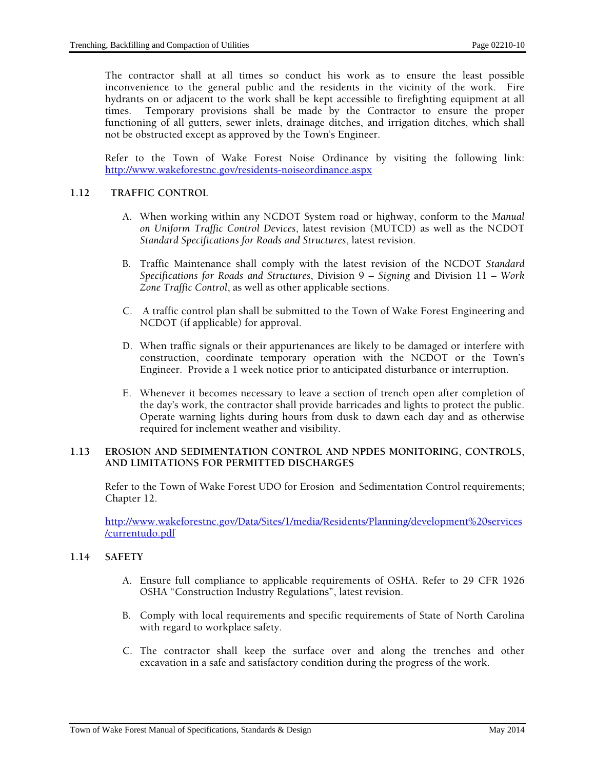The contractor shall at all times so conduct his work as to ensure the least possible inconvenience to the general public and the residents in the vicinity of the work. Fire hydrants on or adjacent to the work shall be kept accessible to firefighting equipment at all times. Temporary provisions shall be made by the Contractor to ensure the proper functioning of all gutters, sewer inlets, drainage ditches, and irrigation ditches, which shall not be obstructed except as approved by the Town's Engineer.

Refer to the Town of Wake Forest Noise Ordinance by visiting the following link: http://www.wakeforestnc.gov/residents-noiseordinance.aspx

## 1.12 TRAFFIC CONTROL

A. When working within any NCDOT System road or highway, conform to the *Manual on Uniform Traffic Control Devices*, latest revision (MUTCD) as well as the NCDOT *Standard Specifications for Roads and Structures*, latest revision.

B. Traffic Maintenance shall comply with the latest revision of the NCDOT *Standard Specifications for Roads and Structures*, Division 9 – *Signing* and Division 11 – *Work Zone Traffic Control*, as well as other applicable sections.

C. A traffic control plan shall be submitted to the Town of Wake Forest Engineering and NCDOT (if applicable) for approval.

D. When traffic signals or their appurtenances are likely to be damaged or interfere with construction, coordinate temporary operation with the NCDOT or the Town's Engineer. Provide a 1 week notice prior to anticipated disturbance or interruption.

E. Whenever it becomes necessary to leave a section of trench open after completion of the day's work, the contractor shall provide barricades and lights to protect the public. Operate warning lights during hours from dusk to dawn each day and as otherwise required for inclement weather and visibility.

## 1.13 EROSION AND SEDIMENTATION CONTROL AND NPDES MONITORING, CONTROLS, AND LIMITATIONS FOR PERMITTED DISCHARGES

Refer to the Town of Wake Forest UDO for Erosion and Sedimentation Control requirements; Chapter 12.

http://www.wakeforestnc.gov/Data/Sites/1/media/Residents/Planning/development%20services/currentudo.pdf

## 1.14 SAFETY

A. Ensure full compliance to applicable requirements of OSHA. Refer to 29 CFR 1926 OSHA "Construction Industry Regulations", latest revision.

B. Comply with local requirements and specific requirements of State of North Carolina with regard to workplace safety.

C. The contractor shall keep the surface over and along the trenches and other excavation in a safe and satisfactory condition during the progress of the work.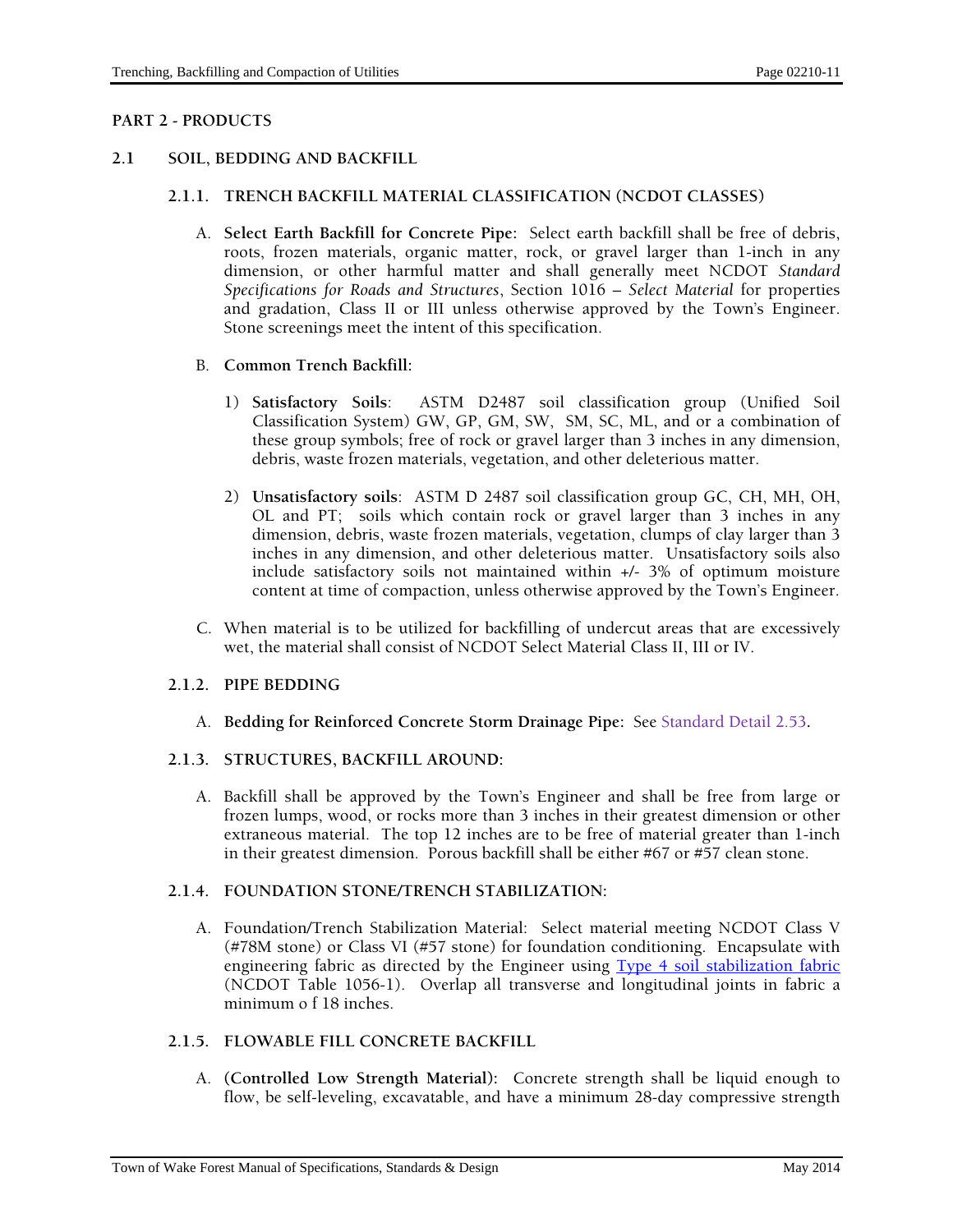## PART 2 - PRODUCTS

### 2.1 SOIL, BEDDING AND BACKFILL

#### 2.1.1. TRENCH BACKFILL MATERIAL CLASSIFICATION (NCDOT CLASSES)

A. **Select Earth Backfill for Concrete Pipe:** Select earth backfill shall be free of debris, roots, frozen materials, organic matter, rock, or gravel larger than 1-inch in any dimension, or other harmful matter and shall generally meet NCDOT *Standard Specifications for Roads and Structures*, Section 1016 – *Select Material* for properties and gradation, Class II or III unless otherwise approved by the Town's Engineer. Stone screenings meet the intent of this specification.

B. **Common Trench Backfill:**

1) **Satisfactory Soils**: ASTM D2487 soil classification group (Unified Soil Classification System) GW, GP, GM, SW, SM, SC, ML, and or a combination of these group symbols; free of rock or gravel larger than 3 inches in any dimension, debris, waste frozen materials, vegetation, and other deleterious matter.

2) **Unsatisfactory soils**: ASTM D 2487 soil classification group GC, CH, MH, OH, OL and PT; soils which contain rock or gravel larger than 3 inches in any dimension, debris, waste frozen materials, vegetation, clumps of clay larger than 3 inches in any dimension, and other deleterious matter. Unsatisfactory soils also include satisfactory soils not maintained within +/- 3% of optimum moisture content at time of compaction, unless otherwise approved by the Town's Engineer.

C. When material is to be utilized for backfilling of undercut areas that are excessively wet, the material shall consist of NCDOT Select Material Class II, III or IV.

#### 2.1.2. PIPE BEDDING

A. **Bedding for Reinforced Concrete Storm Drainage Pipe:** See Standard Detail 2.53.

#### 2.1.3. STRUCTURES, BACKFILL AROUND:

A. Backfill shall be approved by the Town's Engineer and shall be free from large or frozen lumps, wood, or rocks more than 3 inches in their greatest dimension or other extraneous material. The top 12 inches are to be free of material greater than 1-inch in their greatest dimension. Porous backfill shall be either #67 or #57 clean stone.

#### 2.1.4. FOUNDATION STONE/TRENCH STABILIZATION:

A. Foundation/Trench Stabilization Material: Select material meeting NCDOT Class V (#78M stone) or Class VI (#57 stone) for foundation conditioning. Encapsulate with engineering fabric as directed by the Engineer using Type 4 soil stabilization fabric (NCDOT Table 1056-1). Overlap all transverse and longitudinal joints in fabric a minimum o f 18 inches.

#### 2.1.5. FLOWABLE FILL CONCRETE BACKFILL

A. **(Controlled Low Strength Material):** Concrete strength shall be liquid enough to flow, be self-leveling, excavatable, and have a minimum 28-day compressive strength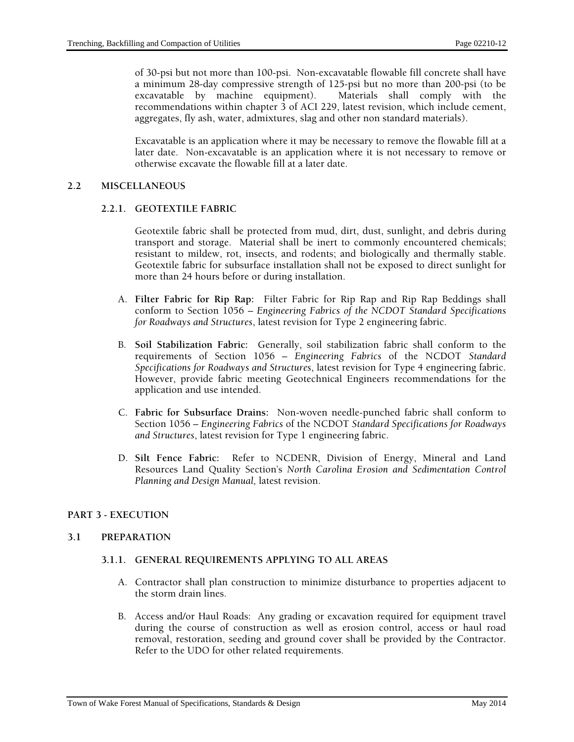of 30-psi but not more than 100-psi. Non-excavatable flowable fill concrete shall have a minimum 28-day compressive strength of 125-psi but no more than 200-psi (to be excavatable by machine equipment). Materials shall comply with the recommendations within chapter 3 of ACI 229, latest revision, which include cement, aggregates, fly ash, water, admixtures, slag and other non standard materials).

Excavatable is an application where it may be necessary to remove the flowable fill at a later date. Non-excavatable is an application where it is not necessary to remove or otherwise excavate the flowable fill at a later date.

## 2.2 MISCELLANEOUS

### 2.2.1. GEOTEXTILE FABRIC

Geotextile fabric shall be protected from mud, dirt, dust, sunlight, and debris during transport and storage. Material shall be inert to commonly encountered chemicals; resistant to mildew, rot, insects, and rodents; and biologically and thermally stable. Geotextile fabric for subsurface installation shall not be exposed to direct sunlight for more than 24 hours before or during installation.

A. **Filter Fabric for Rip Rap:** Filter Fabric for Rip Rap and Rip Rap Beddings shall conform to Section 1056 – *Engineering Fabrics of the NCDOT Standard Specifications for Roadways and Structures*, latest revision for Type 2 engineering fabric.

B. **Soil Stabilization Fabric:** Generally, soil stabilization fabric shall conform to the requirements of Section 1056 – *Engineering Fabrics* of the NCDOT *Standard Specifications for Roadways and Structures*, latest revision for Type 4 engineering fabric. However, provide fabric meeting Geotechnical Engineers recommendations for the application and use intended.

C. **Fabric for Subsurface Drains**: Non-woven needle-punched fabric shall conform to Section 1056 – *Engineering Fabrics* of the NCDOT *Standard Specifications for Roadways and Structures*, latest revision for Type 1 engineering fabric.

D. **Silt Fence Fabric:** Refer to NCDENR, Division of Energy, Mineral and Land Resources Land Quality Section's *North Carolina Erosion and Sedimentation Control Planning and Design Manual*, latest revision.

# PART 3 - EXECUTION

## 3.1 PREPARATION

### 3.1.1. GENERAL REQUIREMENTS APPLYING TO ALL AREAS

A. Contractor shall plan construction to minimize disturbance to properties adjacent to the storm drain lines.

B. Access and/or Haul Roads: Any grading or excavation required for equipment travel during the course of construction as well as erosion control, access or haul road removal, restoration, seeding and ground cover shall be provided by the Contractor. Refer to the UDO for other related requirements.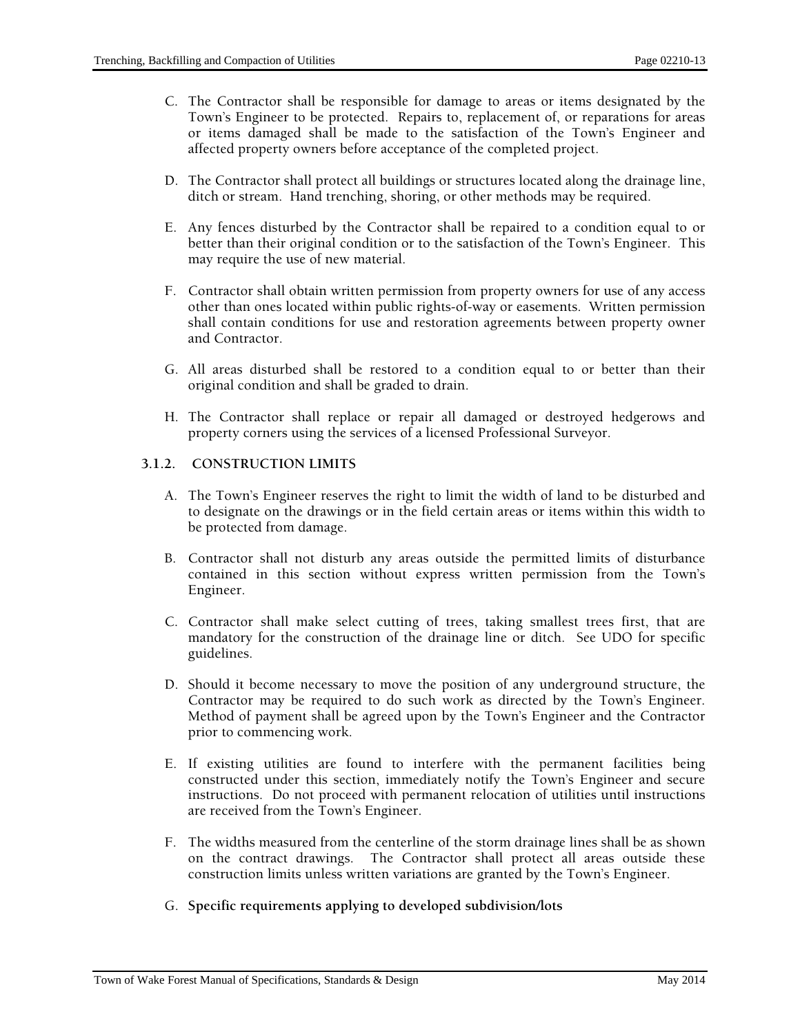C. The Contractor shall be responsible for damage to areas or items designated by the Town's Engineer to be protected. Repairs to, replacement of, or reparations for areas or items damaged shall be made to the satisfaction of the Town's Engineer and affected property owners before acceptance of the completed project.

D. The Contractor shall protect all buildings or structures located along the drainage line, ditch or stream. Hand trenching, shoring, or other methods may be required.

E. Any fences disturbed by the Contractor shall be repaired to a condition equal to or better than their original condition or to the satisfaction of the Town's Engineer. This may require the use of new material.

F. Contractor shall obtain written permission from property owners for use of any access other than ones located within public rights-of-way or easements. Written permission shall contain conditions for use and restoration agreements between property owner and Contractor.

G. All areas disturbed shall be restored to a condition equal to or better than their original condition and shall be graded to drain.

H. The Contractor shall replace or repair all damaged or destroyed hedgerows and property corners using the services of a licensed Professional Surveyor.

### 3.1.2. CONSTRUCTION LIMITS

A. The Town's Engineer reserves the right to limit the width of land to be disturbed and to designate on the drawings or in the field certain areas or items within this width to be protected from damage.

B. Contractor shall not disturb any areas outside the permitted limits of disturbance contained in this section without express written permission from the Town's Engineer.

C. Contractor shall make select cutting of trees, taking smallest trees first, that are mandatory for the construction of the drainage line or ditch. See UDO for specific guidelines.

D. Should it become necessary to move the position of any underground structure, the Contractor may be required to do such work as directed by the Town's Engineer. Method of payment shall be agreed upon by the Town's Engineer and the Contractor prior to commencing work.

E. If existing utilities are found to interfere with the permanent facilities being constructed under this section, immediately notify the Town's Engineer and secure instructions. Do not proceed with permanent relocation of utilities until instructions are received from the Town's Engineer.

F. The widths measured from the centerline of the storm drainage lines shall be as shown on the contract drawings. The Contractor shall protect all areas outside these construction limits unless written variations are granted by the Town's Engineer.

G. **Specific requirements applying to developed subdivision/lots**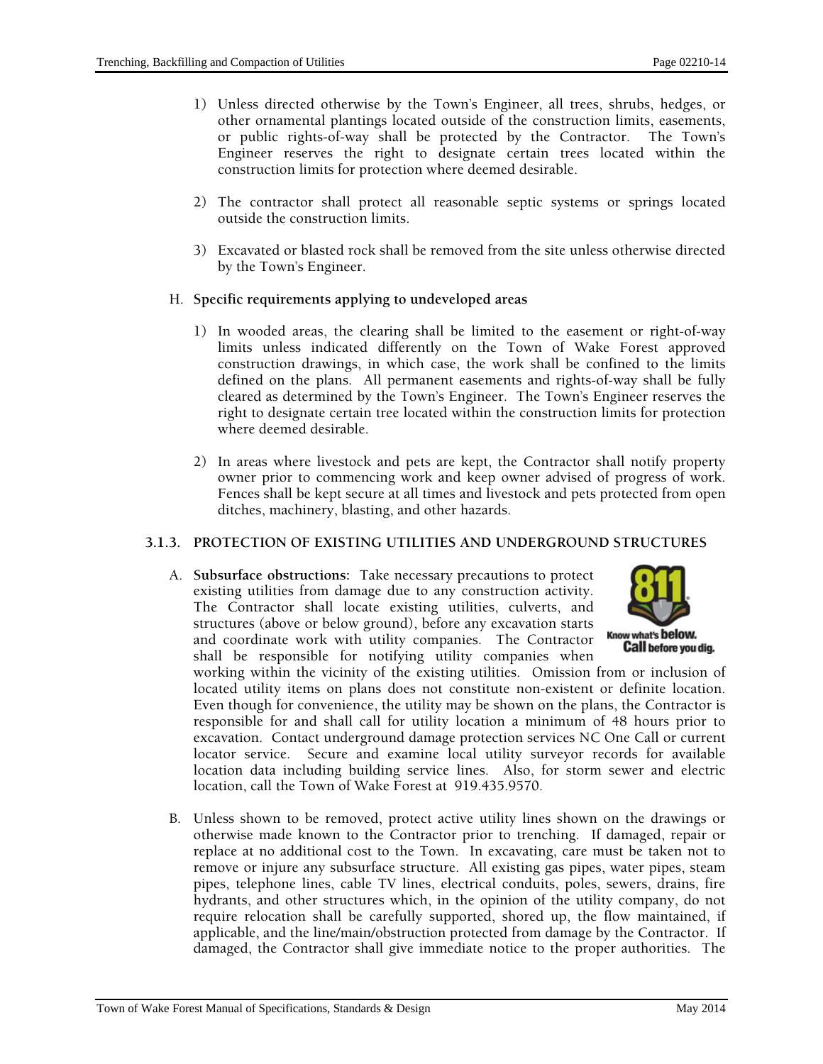1) Unless directed otherwise by the Town's Engineer, all trees, shrubs, hedges, or other ornamental plantings located outside of the construction limits, easements, or public rights-of-way shall be protected by the Contractor. The Town's Engineer reserves the right to designate certain trees located within the construction limits for protection where deemed desirable.

2) The contractor shall protect all reasonable septic systems or springs located outside the construction limits.

3) Excavated or blasted rock shall be removed from the site unless otherwise directed by the Town's Engineer.

H. **Specific requirements applying to undeveloped areas**

1) In wooded areas, the clearing shall be limited to the easement or right-of-way limits unless indicated differently on the Town of Wake Forest approved construction drawings, in which case, the work shall be confined to the limits defined on the plans. All permanent easements and rights-of-way shall be fully cleared as determined by the Town's Engineer. The Town's Engineer reserves the right to designate certain tree located within the construction limits for protection where deemed desirable.

2) In areas where livestock and pets are kept, the Contractor shall notify property owner prior to commencing work and keep owner advised of progress of work. Fences shall be kept secure at all times and livestock and pets protected from open ditches, machinery, blasting, and other hazards.

### 3.1.3. PROTECTION OF EXISTING UTILITIES AND UNDERGROUND STRUCTURES

A. **Subsurface obstructions:** Take necessary precautions to protect existing utilities from damage due to any construction activity. The Contractor shall locate existing utilities, culverts, and structures (above or below ground), before any excavation starts and coordinate work with utility companies. The Contractor shall be responsible for notifying utility companies when working within the vicinity of the existing utilities. Omission from or inclusion of located utility items on plans does not constitute non-existent or definite location. Even though for convenience, the utility may be shown on the plans, the Contractor is responsible for and shall call for utility location a minimum of 48 hours prior to excavation. Contact underground damage protection services NC One Call or current locator service. Secure and examine local utility surveyor records for available location data including building service lines. Also, for storm sewer and electric location, call the Town of Wake Forest at 919.435.9570.

B. Unless shown to be removed, protect active utility lines shown on the drawings or otherwise made known to the Contractor prior to trenching. If damaged, repair or replace at no additional cost to the Town. In excavating, care must be taken not to remove or injure any subsurface structure. All existing gas pipes, water pipes, steam pipes, telephone lines, cable TV lines, electrical conduits, poles, sewers, drains, fire hydrants, and other structures which, in the opinion of the utility company, do not require relocation shall be carefully supported, shored up, the flow maintained, if applicable, and the line/main/obstruction protected from damage by the Contractor. If damaged, the Contractor shall give immediate notice to the proper authorities. The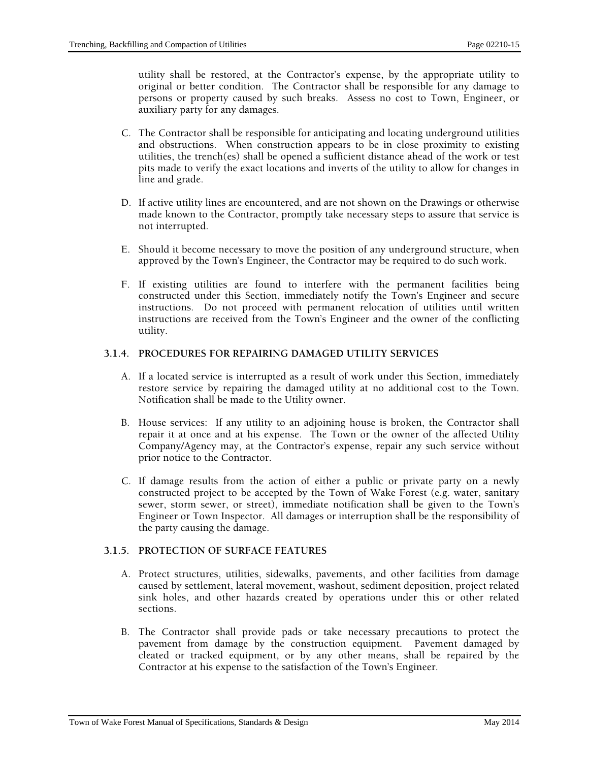utility shall be restored, at the Contractor's expense, by the appropriate utility to original or better condition. The Contractor shall be responsible for any damage to persons or property caused by such breaks. Assess no cost to Town, Engineer, or auxiliary party for any damages.

C. The Contractor shall be responsible for anticipating and locating underground utilities and obstructions. When construction appears to be in close proximity to existing utilities, the trench(es) shall be opened a sufficient distance ahead of the work or test pits made to verify the exact locations and inverts of the utility to allow for changes in line and grade.

D. If active utility lines are encountered, and are not shown on the Drawings or otherwise made known to the Contractor, promptly take necessary steps to assure that service is not interrupted.

E. Should it become necessary to move the position of any underground structure, when approved by the Town's Engineer, the Contractor may be required to do such work.

F. If existing utilities are found to interfere with the permanent facilities being constructed under this Section, immediately notify the Town's Engineer and secure instructions. Do not proceed with permanent relocation of utilities until written instructions are received from the Town's Engineer and the owner of the conflicting utility.

### 3.1.4. PROCEDURES FOR REPAIRING DAMAGED UTILITY SERVICES

A. If a located service is interrupted as a result of work under this Section, immediately restore service by repairing the damaged utility at no additional cost to the Town. Notification shall be made to the Utility owner.

B. House services: If any utility to an adjoining house is broken, the Contractor shall repair it at once and at his expense. The Town or the owner of the affected Utility Company/Agency may, at the Contractor's expense, repair any such service without prior notice to the Contractor.

C. If damage results from the action of either a public or private party on a newly constructed project to be accepted by the Town of Wake Forest (e.g. water, sanitary sewer, storm sewer, or street), immediate notification shall be given to the Town's Engineer or Town Inspector. All damages or interruption shall be the responsibility of the party causing the damage.

### 3.1.5. PROTECTION OF SURFACE FEATURES

A. Protect structures, utilities, sidewalks, pavements, and other facilities from damage caused by settlement, lateral movement, washout, sediment deposition, project related sink holes, and other hazards created by operations under this or other related sections.

B. The Contractor shall provide pads or take necessary precautions to protect the pavement from damage by the construction equipment. Pavement damaged by cleated or tracked equipment, or by any other means, shall be repaired by the Contractor at his expense to the satisfaction of the Town's Engineer.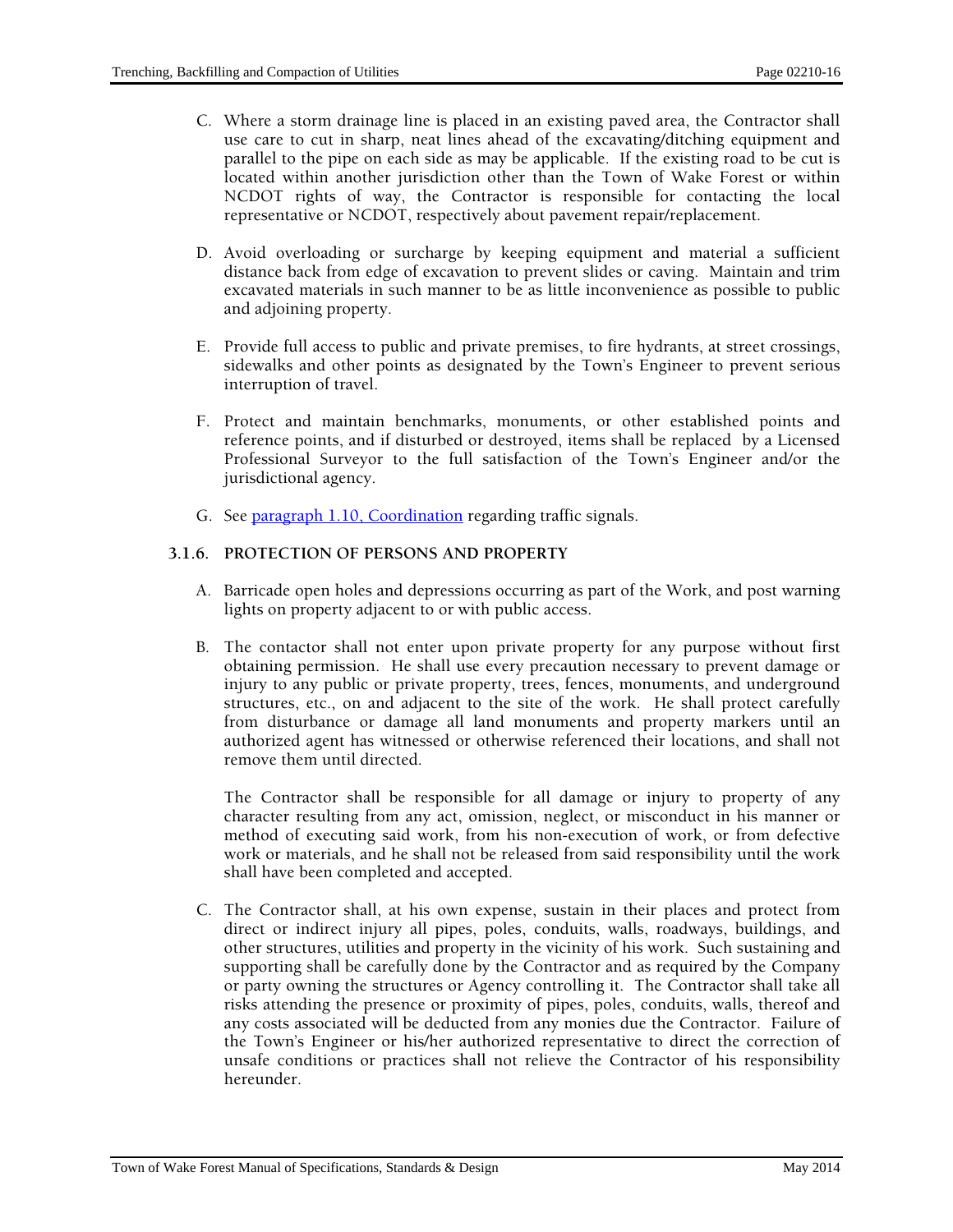C. Where a storm drainage line is placed in an existing paved area, the Contractor shall use care to cut in sharp, neat lines ahead of the excavating/ditching equipment and parallel to the pipe on each side as may be applicable. If the existing road to be cut is located within another jurisdiction other than the Town of Wake Forest or within NCDOT rights of way, the Contractor is responsible for contacting the local representative or NCDOT, respectively about pavement repair/replacement.

D. Avoid overloading or surcharge by keeping equipment and material a sufficient distance back from edge of excavation to prevent slides or caving. Maintain and trim excavated materials in such manner to be as little inconvenience as possible to public and adjoining property.

E. Provide full access to public and private premises, to fire hydrants, at street crossings, sidewalks and other points as designated by the Town's Engineer to prevent serious interruption of travel.

F. Protect and maintain benchmarks, monuments, or other established points and reference points, and if disturbed or destroyed, items shall be replaced by a Licensed Professional Surveyor to the full satisfaction of the Town's Engineer and/or the jurisdictional agency.

G. See paragraph 1.10, Coordination regarding traffic signals.

### 3.1.6. PROTECTION OF PERSONS AND PROPERTY

A. Barricade open holes and depressions occurring as part of the Work, and post warning lights on property adjacent to or with public access.

B. The contactor shall not enter upon private property for any purpose without first obtaining permission. He shall use every precaution necessary to prevent damage or injury to any public or private property, trees, fences, monuments, and underground structures, etc., on and adjacent to the site of the work. He shall protect carefully from disturbance or damage all land monuments and property markers until an authorized agent has witnessed or otherwise referenced their locations, and shall not remove them until directed.

The Contractor shall be responsible for all damage or injury to property of any character resulting from any act, omission, neglect, or misconduct in his manner or method of executing said work, from his non-execution of work, or from defective work or materials, and he shall not be released from said responsibility until the work shall have been completed and accepted.

C. The Contractor shall, at his own expense, sustain in their places and protect from direct or indirect injury all pipes, poles, conduits, walls, roadways, buildings, and other structures, utilities and property in the vicinity of his work. Such sustaining and supporting shall be carefully done by the Contractor and as required by the Company or party owning the structures or Agency controlling it. The Contractor shall take all risks attending the presence or proximity of pipes, poles, conduits, walls, thereof and any costs associated will be deducted from any monies due the Contractor. Failure of the Town's Engineer or his/her authorized representative to direct the correction of unsafe conditions or practices shall not relieve the Contractor of his responsibility hereunder.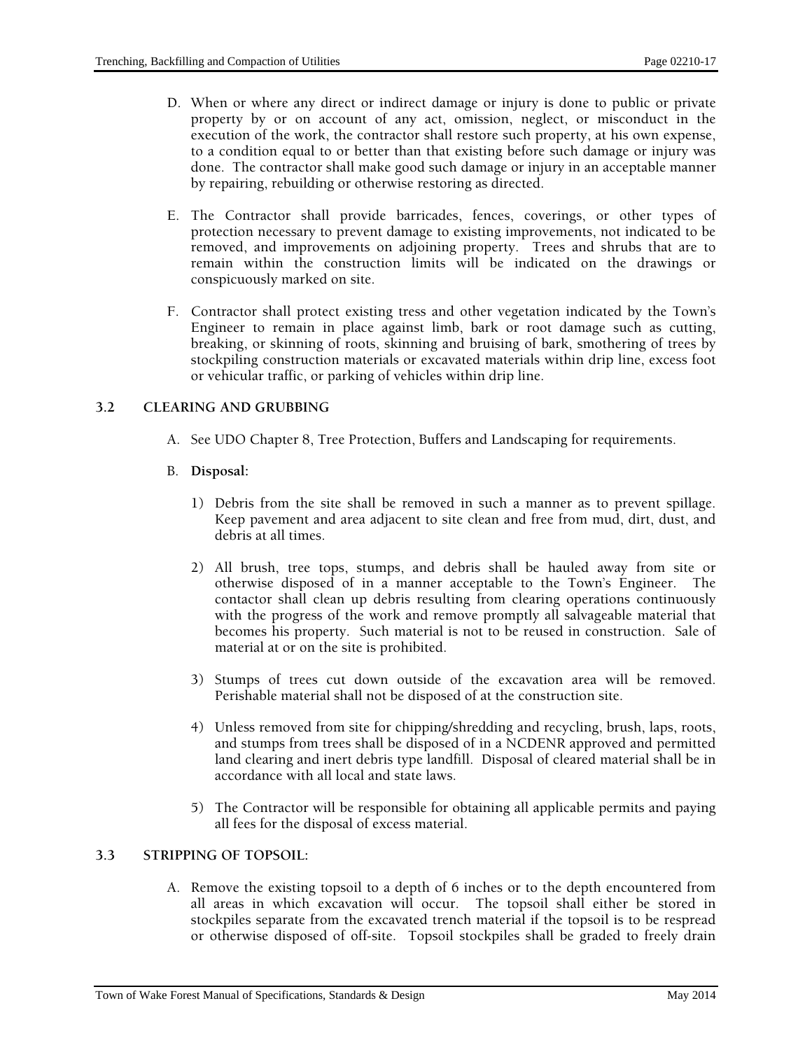D. When or where any direct or indirect damage or injury is done to public or private property by or on account of any act, omission, neglect, or misconduct in the execution of the work, the contractor shall restore such property, at his own expense, to a condition equal to or better than that existing before such damage or injury was done. The contractor shall make good such damage or injury in an acceptable manner by repairing, rebuilding or otherwise restoring as directed.

E. The Contractor shall provide barricades, fences, coverings, or other types of protection necessary to prevent damage to existing improvements, not indicated to be removed, and improvements on adjoining property. Trees and shrubs that are to remain within the construction limits will be indicated on the drawings or conspicuously marked on site.

F. Contractor shall protect existing tress and other vegetation indicated by the Town's Engineer to remain in place against limb, bark or root damage such as cutting, breaking, or skinning of roots, skinning and bruising of bark, smothering of trees by stockpiling construction materials or excavated materials within drip line, excess foot or vehicular traffic, or parking of vehicles within drip line.

## 3.2 CLEARING AND GRUBBING

A. See UDO Chapter 8, Tree Protection, Buffers and Landscaping for requirements.

B. **Disposal:**

1) Debris from the site shall be removed in such a manner as to prevent spillage. Keep pavement and area adjacent to site clean and free from mud, dirt, dust, and debris at all times.

2) All brush, tree tops, stumps, and debris shall be hauled away from site or otherwise disposed of in a manner acceptable to the Town's Engineer. The contactor shall clean up debris resulting from clearing operations continuously with the progress of the work and remove promptly all salvageable material that becomes his property. Such material is not to be reused in construction. Sale of material at or on the site is prohibited.

3) Stumps of trees cut down outside of the excavation area will be removed. Perishable material shall not be disposed of at the construction site.

4) Unless removed from site for chipping/shredding and recycling, brush, laps, roots, and stumps from trees shall be disposed of in a NCDENR approved and permitted land clearing and inert debris type landfill. Disposal of cleared material shall be in accordance with all local and state laws.

5) The Contractor will be responsible for obtaining all applicable permits and paying all fees for the disposal of excess material.

## 3.3 STRIPPING OF TOPSOIL:

A. Remove the existing topsoil to a depth of 6 inches or to the depth encountered from all areas in which excavation will occur. The topsoil shall either be stored in stockpiles separate from the excavated trench material if the topsoil is to be respread or otherwise disposed of off-site. Topsoil stockpiles shall be graded to freely drain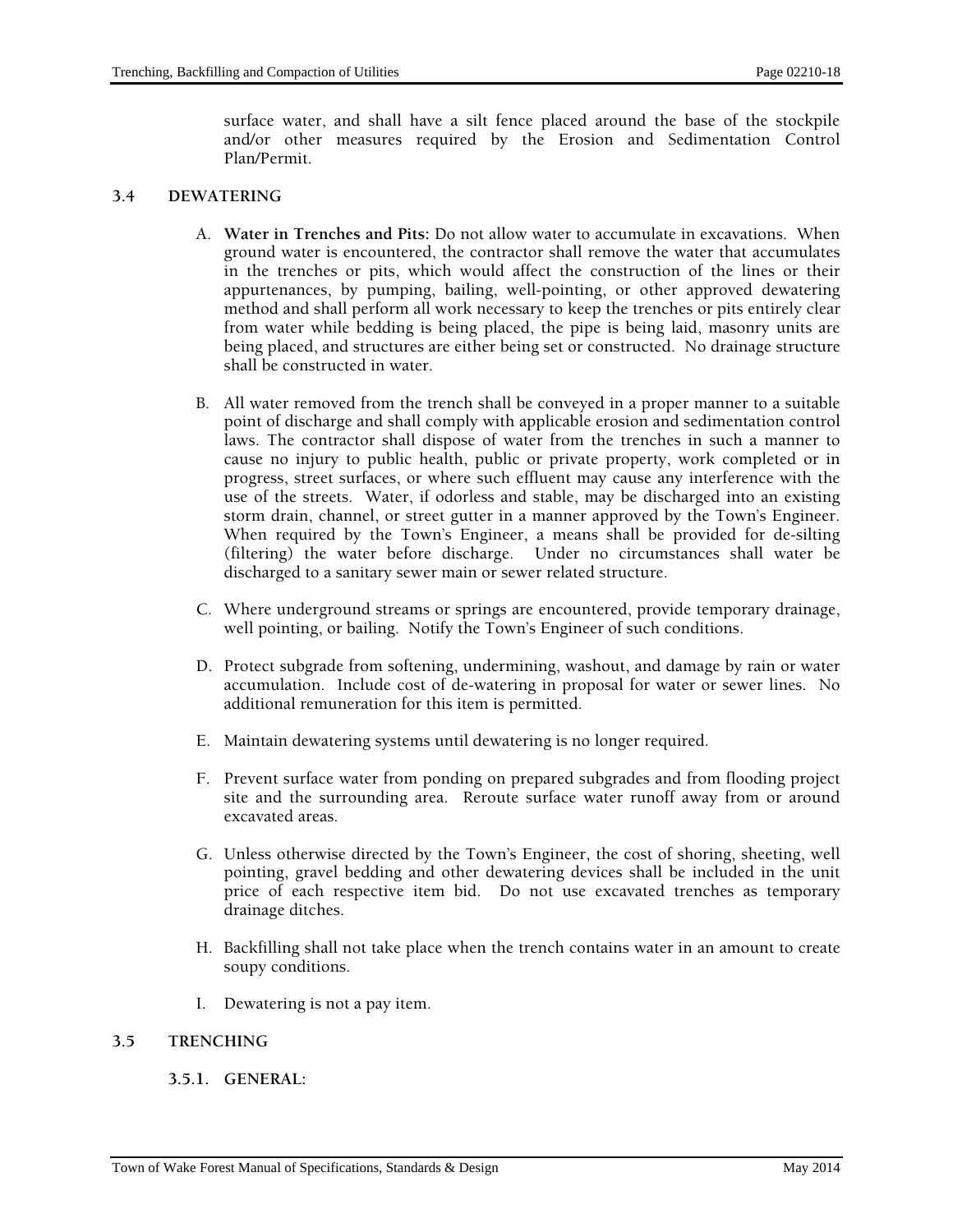surface water, and shall have a silt fence placed around the base of the stockpile and/or other measures required by the Erosion and Sedimentation Control Plan/Permit.

## 3.4 DEWATERING

A. **Water in Trenches and Pits:** Do not allow water to accumulate in excavations. When ground water is encountered, the contractor shall remove the water that accumulates in the trenches or pits, which would affect the construction of the lines or their appurtenances, by pumping, bailing, well-pointing, or other approved dewatering method and shall perform all work necessary to keep the trenches or pits entirely clear from water while bedding is being placed, the pipe is being laid, masonry units are being placed, and structures are either being set or constructed. No drainage structure shall be constructed in water.

B. All water removed from the trench shall be conveyed in a proper manner to a suitable point of discharge and shall comply with applicable erosion and sedimentation control laws. The contractor shall dispose of water from the trenches in such a manner to cause no injury to public health, public or private property, work completed or in progress, street surfaces, or where such effluent may cause any interference with the use of the streets. Water, if odorless and stable, may be discharged into an existing storm drain, channel, or street gutter in a manner approved by the Town's Engineer. When required by the Town's Engineer, a means shall be provided for de-silting (filtering) the water before discharge. Under no circumstances shall water be discharged to a sanitary sewer main or sewer related structure.

C. Where underground streams or springs are encountered, provide temporary drainage, well pointing, or bailing. Notify the Town's Engineer of such conditions.

D. Protect subgrade from softening, undermining, washout, and damage by rain or water accumulation. Include cost of de-watering in proposal for water or sewer lines. No additional remuneration for this item is permitted.

E. Maintain dewatering systems until dewatering is no longer required.

F. Prevent surface water from ponding on prepared subgrades and from flooding project site and the surrounding area. Reroute surface water runoff away from or around excavated areas.

G. Unless otherwise directed by the Town's Engineer, the cost of shoring, sheeting, well pointing, gravel bedding and other dewatering devices shall be included in the unit price of each respective item bid. Do not use excavated trenches as temporary drainage ditches.

H. Backfilling shall not take place when the trench contains water in an amount to create soupy conditions.

I. Dewatering is not a pay item.

## 3.5 TRENCHING

### 3.5.1. GENERAL: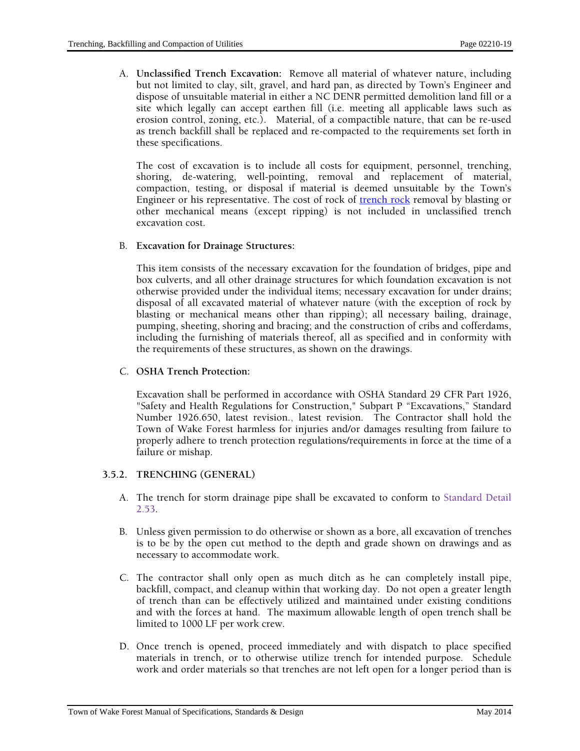A. **Unclassified Trench Excavation:** Remove all material of whatever nature, including but not limited to clay, silt, gravel, and hard pan, as directed by Town's Engineer and dispose of unsuitable material in either a NC DENR permitted demolition land fill or a site which legally can accept earthen fill (i.e. meeting all applicable laws such as erosion control, zoning, etc.). Material, of a compactible nature, that can be re-used as trench backfill shall be replaced and re-compacted to the requirements set forth in these specifications.

   The cost of excavation is to include all costs for equipment, personnel, trenching, shoring, de-watering, well-pointing, removal and replacement of material, compaction, testing, or disposal if material is deemed unsuitable by the Town's Engineer or his representative. The cost of rock of trench rock removal by blasting or other mechanical means (except ripping) is not included in unclassified trench excavation cost.

B. **Excavation for Drainage Structures:**

   This item consists of the necessary excavation for the foundation of bridges, pipe and box culverts, and all other drainage structures for which foundation excavation is not otherwise provided under the individual items; necessary excavation for under drains; disposal of all excavated material of whatever nature (with the exception of rock by blasting or mechanical means other than ripping); all necessary bailing, drainage, pumping, sheeting, shoring and bracing; and the construction of cribs and cofferdams, including the furnishing of materials thereof, all as specified and in conformity with the requirements of these structures, as shown on the drawings.

C. **OSHA Trench Protection:**

   Excavation shall be performed in accordance with OSHA Standard 29 CFR Part 1926, "Safety and Health Regulations for Construction," Subpart P "Excavations," Standard Number 1926.650, latest revision., latest revision. The Contractor shall hold the Town of Wake Forest harmless for injuries and/or damages resulting from failure to properly adhere to trench protection regulations/requirements in force at the time of a failure or mishap.

### 3.5.2. TRENCHING (GENERAL)

A. The trench for storm drainage pipe shall be excavated to conform to Standard Detail 2.53.

B. Unless given permission to do otherwise or shown as a bore, all excavation of trenches is to be by the open cut method to the depth and grade shown on drawings and as necessary to accommodate work.

C. The contractor shall only open as much ditch as he can completely install pipe, backfill, compact, and cleanup within that working day. Do not open a greater length of trench than can be effectively utilized and maintained under existing conditions and with the forces at hand. The maximum allowable length of open trench shall be limited to 1000 LF per work crew.

D. Once trench is opened, proceed immediately and with dispatch to place specified materials in trench, or to otherwise utilize trench for intended purpose. Schedule work and order materials so that trenches are not left open for a longer period than is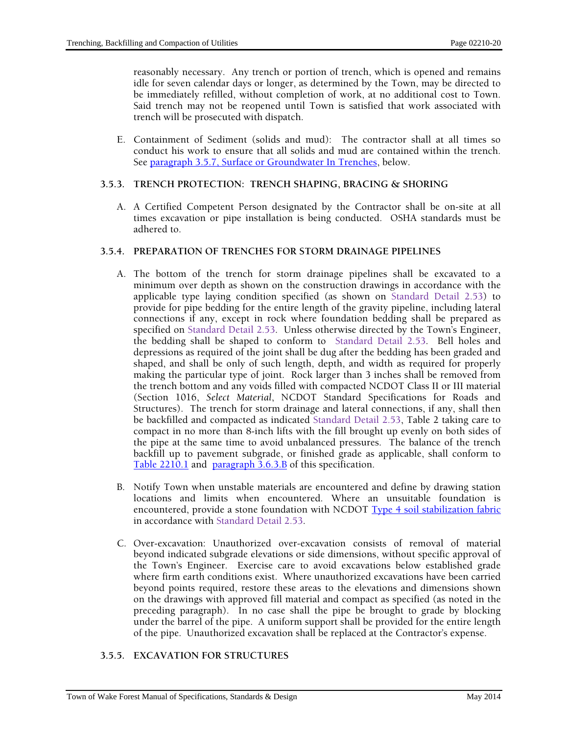reasonably necessary. Any trench or portion of trench, which is opened and remains idle for seven calendar days or longer, as determined by the Town, may be directed to be immediately refilled, without completion of work, at no additional cost to Town. Said trench may not be reopened until Town is satisfied that work associated with trench will be prosecuted with dispatch.

E. Containment of Sediment (solids and mud): The contractor shall at all times so conduct his work to ensure that all solids and mud are contained within the trench. See paragraph 3.5.7, Surface or Groundwater In Trenches, below.

### 3.5.3. TRENCH PROTECTION: TRENCH SHAPING, BRACING & SHORING

A. A Certified Competent Person designated by the Contractor shall be on-site at all times excavation or pipe installation is being conducted. OSHA standards must be adhered to.

### 3.5.4. PREPARATION OF TRENCHES FOR STORM DRAINAGE PIPELINES

A. The bottom of the trench for storm drainage pipelines shall be excavated to a minimum over depth as shown on the construction drawings in accordance with the applicable type laying condition specified (as shown on Standard Detail 2.53) to provide for pipe bedding for the entire length of the gravity pipeline, including lateral connections if any, except in rock where foundation bedding shall be prepared as specified on Standard Detail 2.53. Unless otherwise directed by the Town's Engineer, the bedding shall be shaped to conform to Standard Detail 2.53. Bell holes and depressions as required of the joint shall be dug after the bedding has been graded and shaped, and shall be only of such length, depth, and width as required for properly making the particular type of joint. Rock larger than 3 inches shall be removed from the trench bottom and any voids filled with compacted NCDOT Class II or III material (Section 1016, *Select Material*, NCDOT Standard Specifications for Roads and Structures). The trench for storm drainage and lateral connections, if any, shall then be backfilled and compacted as indicated Standard Detail 2.53, Table 2 taking care to compact in no more than 8-inch lifts with the fill brought up evenly on both sides of the pipe at the same time to avoid unbalanced pressures. The balance of the trench backfill up to pavement subgrade, or finished grade as applicable, shall conform to Table 2210.1 and paragraph 3.6.3.B of this specification.

B. Notify Town when unstable materials are encountered and define by drawing station locations and limits when encountered. Where an unsuitable foundation is encountered, provide a stone foundation with NCDOT Type 4 soil stabilization fabric in accordance with Standard Detail 2.53.

C. Over-excavation: Unauthorized over-excavation consists of removal of material beyond indicated subgrade elevations or side dimensions, without specific approval of the Town's Engineer. Exercise care to avoid excavations below established grade where firm earth conditions exist. Where unauthorized excavations have been carried beyond points required, restore these areas to the elevations and dimensions shown on the drawings with approved fill material and compact as specified (as noted in the preceding paragraph). In no case shall the pipe be brought to grade by blocking under the barrel of the pipe. A uniform support shall be provided for the entire length of the pipe. Unauthorized excavation shall be replaced at the Contractor's expense.

### 3.5.5. EXCAVATION FOR STRUCTURES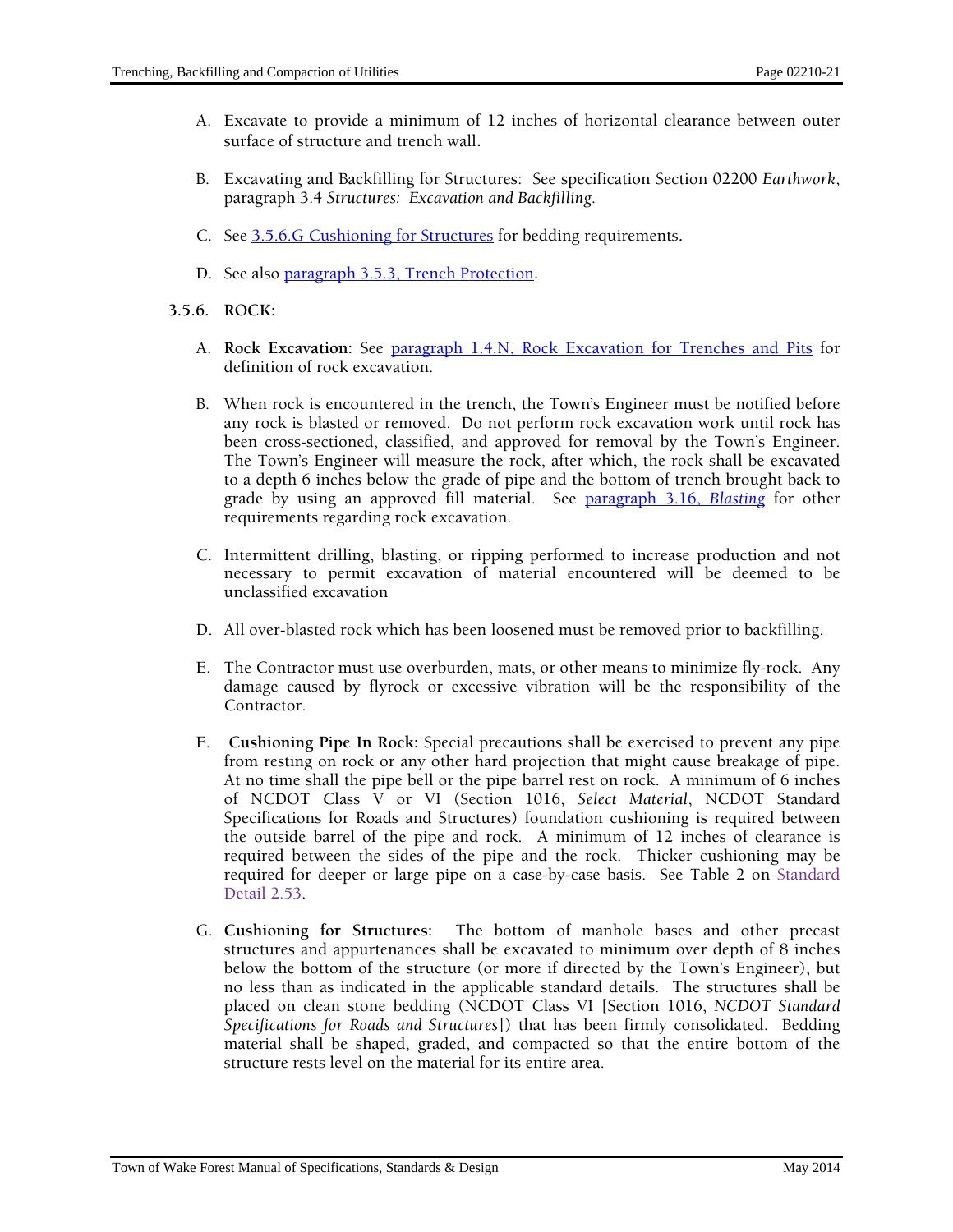A. Excavate to provide a minimum of 12 inches of horizontal clearance between outer surface of structure and trench wall.

B. Excavating and Backfilling for Structures: See specification Section 02200 *Earthwork*, paragraph 3.4 *Structures: Excavation and Backfilling.*

C. See 3.5.6.G Cushioning for Structures for bedding requirements.

D. See also paragraph 3.5.3, Trench Protection.

### 3.5.6. ROCK:

A. **Rock Excavation:** See paragraph 1.4.N, Rock Excavation for Trenches and Pits for definition of rock excavation.

B. When rock is encountered in the trench, the Town's Engineer must be notified before any rock is blasted or removed. Do not perform rock excavation work until rock has been cross-sectioned, classified, and approved for removal by the Town's Engineer. The Town's Engineer will measure the rock, after which, the rock shall be excavated to a depth 6 inches below the grade of pipe and the bottom of trench brought back to grade by using an approved fill material. See paragraph 3.16, *Blasting* for other requirements regarding rock excavation.

C. Intermittent drilling, blasting, or ripping performed to increase production and not necessary to permit excavation of material encountered will be deemed to be unclassified excavation

D. All over-blasted rock which has been loosened must be removed prior to backfilling.

E. The Contractor must use overburden, mats, or other means to minimize fly-rock. Any damage caused by flyrock or excessive vibration will be the responsibility of the Contractor.

F. **Cushioning Pipe In Rock:** Special precautions shall be exercised to prevent any pipe from resting on rock or any other hard projection that might cause breakage of pipe. At no time shall the pipe bell or the pipe barrel rest on rock. A minimum of 6 inches of NCDOT Class V or VI (Section 1016, *Select Material*, NCDOT Standard Specifications for Roads and Structures) foundation cushioning is required between the outside barrel of the pipe and rock. A minimum of 12 inches of clearance is required between the sides of the pipe and the rock. Thicker cushioning may be required for deeper or large pipe on a case-by-case basis. See Table 2 on Standard Detail 2.53.

G. **Cushioning for Structures:** The bottom of manhole bases and other precast structures and appurtenances shall be excavated to minimum over depth of 8 inches below the bottom of the structure (or more if directed by the Town's Engineer), but no less than as indicated in the applicable standard details. The structures shall be placed on clean stone bedding (NCDOT Class VI [Section 1016, *NCDOT Standard Specifications for Roads and Structures*]) that has been firmly consolidated. Bedding material shall be shaped, graded, and compacted so that the entire bottom of the structure rests level on the material for its entire area.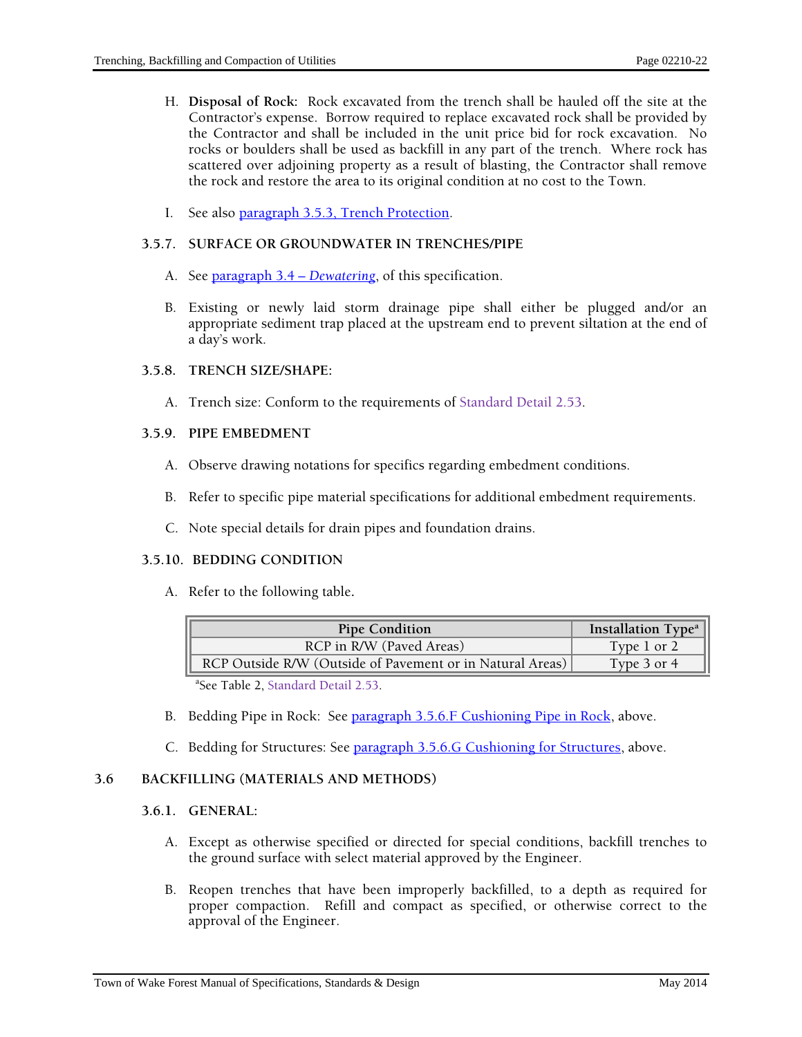H. **Disposal of Rock**: Rock excavated from the trench shall be hauled off the site at the Contractor's expense. Borrow required to replace excavated rock shall be provided by the Contractor and shall be included in the unit price bid for rock excavation. No rocks or boulders shall be used as backfill in any part of the trench. Where rock has scattered over adjoining property as a result of blasting, the Contractor shall remove the rock and restore the area to its original condition at no cost to the Town.

I. See also paragraph 3.5.3, Trench Protection.

### 3.5.7. SURFACE OR GROUNDWATER IN TRENCHES/PIPE

A. See paragraph 3.4 – *Dewatering*, of this specification.

B. Existing or newly laid storm drainage pipe shall either be plugged and/or an appropriate sediment trap placed at the upstream end to prevent siltation at the end of a day's work.

### 3.5.8. TRENCH SIZE/SHAPE:

A. Trench size: Conform to the requirements of Standard Detail 2.53.

### 3.5.9. PIPE EMBEDMENT

A. Observe drawing notations for specifics regarding embedment conditions.

B. Refer to specific pipe material specifications for additional embedment requirements.

C. Note special details for drain pipes and foundation drains.

### 3.5.10. BEDDING CONDITION

A. Refer to the following table.

| Pipe Condition | Installation Type[a] |
|---|---|
| RCP in R/W (Paved Areas) | Type 1 or 2 |
| RCP Outside R/W (Outside of Pavement or in Natural Areas) | Type 3 or 4 |

[a]See Table 2, Standard Detail 2.53.

B. Bedding Pipe in Rock: See paragraph 3.5.6.F Cushioning Pipe in Rock, above.

C. Bedding for Structures: See paragraph 3.5.6.G Cushioning for Structures, above.

## 3.6 BACKFILLING (MATERIALS AND METHODS)

### 3.6.1. GENERAL:

A. Except as otherwise specified or directed for special conditions, backfill trenches to the ground surface with select material approved by the Engineer.

B. Reopen trenches that have been improperly backfilled, to a depth as required for proper compaction. Refill and compact as specified, or otherwise correct to the approval of the Engineer.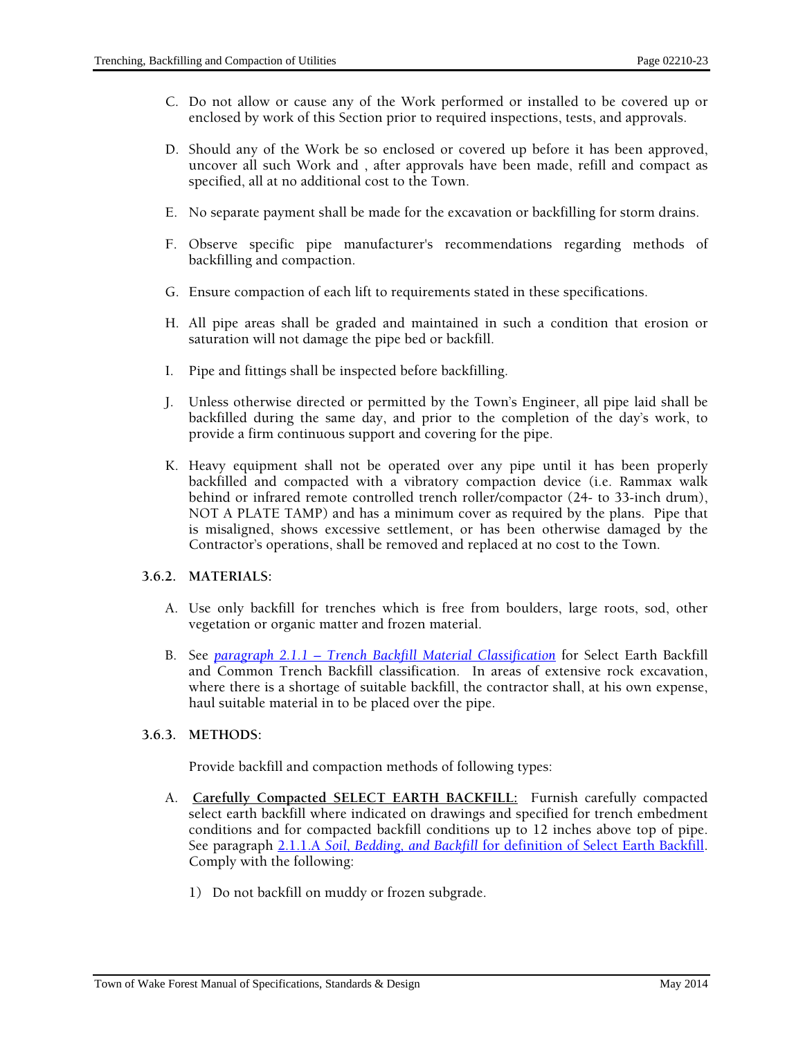C. Do not allow or cause any of the Work performed or installed to be covered up or enclosed by work of this Section prior to required inspections, tests, and approvals.

D. Should any of the Work be so enclosed or covered up before it has been approved, uncover all such Work and , after approvals have been made, refill and compact as specified, all at no additional cost to the Town.

E. No separate payment shall be made for the excavation or backfilling for storm drains.

F. Observe specific pipe manufacturer's recommendations regarding methods of backfilling and compaction.

G. Ensure compaction of each lift to requirements stated in these specifications.

H. All pipe areas shall be graded and maintained in such a condition that erosion or saturation will not damage the pipe bed or backfill.

I. Pipe and fittings shall be inspected before backfilling.

J. Unless otherwise directed or permitted by the Town's Engineer, all pipe laid shall be backfilled during the same day, and prior to the completion of the day's work, to provide a firm continuous support and covering for the pipe.

K. Heavy equipment shall not be operated over any pipe until it has been properly backfilled and compacted with a vibratory compaction device (i.e. Rammax walk behind or infrared remote controlled trench roller/compactor (24- to 33-inch drum), NOT A PLATE TAMP) and has a minimum cover as required by the plans. Pipe that is misaligned, shows excessive settlement, or has been otherwise damaged by the Contractor's operations, shall be removed and replaced at no cost to the Town.

### 3.6.2. MATERIALS:

A. Use only backfill for trenches which is free from boulders, large roots, sod, other vegetation or organic matter and frozen material.

B. See *paragraph 2.1.1 – Trench Backfill Material Classification* for Select Earth Backfill and Common Trench Backfill classification. In areas of extensive rock excavation, where there is a shortage of suitable backfill, the contractor shall, at his own expense, haul suitable material in to be placed over the pipe.

### 3.6.3. METHODS:

Provide backfill and compaction methods of following types:

A. **Carefully Compacted SELECT EARTH BACKFILL:** Furnish carefully compacted select earth backfill where indicated on drawings and specified for trench embedment conditions and for compacted backfill conditions up to 12 inches above top of pipe. See paragraph 2.1.1.A *Soil, Bedding, and Backfill* for definition of Select Earth Backfill. Comply with the following:

1) Do not backfill on muddy or frozen subgrade.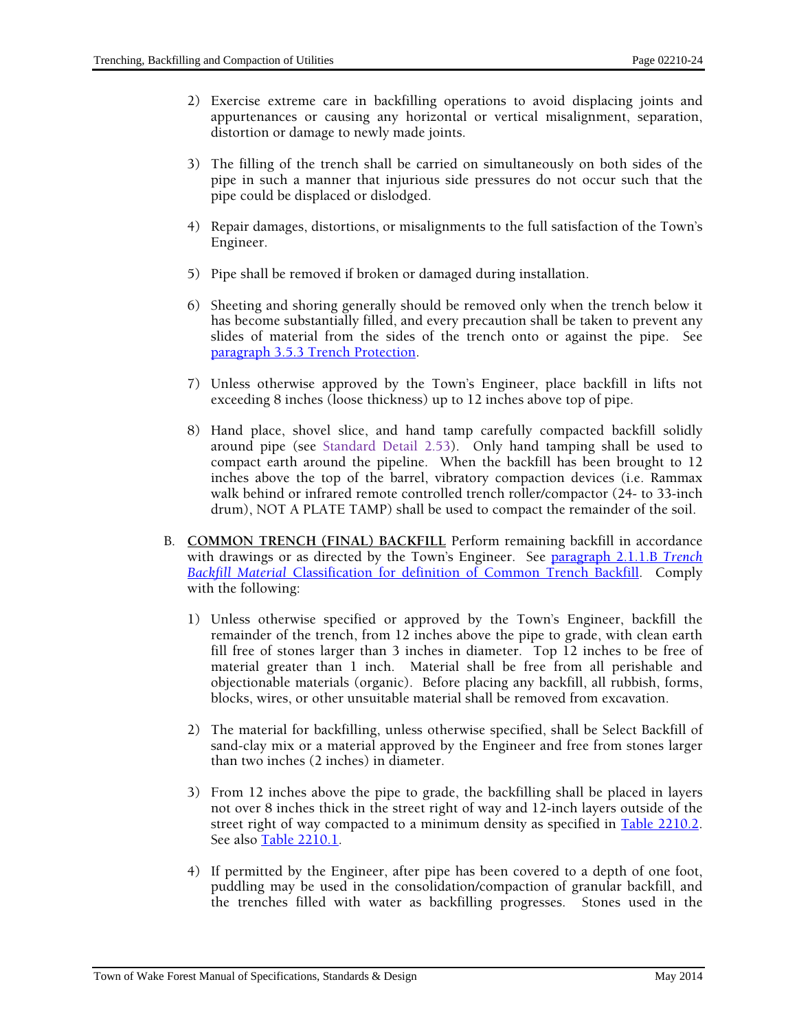2) Exercise extreme care in backfilling operations to avoid displacing joints and appurtenances or causing any horizontal or vertical misalignment, separation, distortion or damage to newly made joints.

3) The filling of the trench shall be carried on simultaneously on both sides of the pipe in such a manner that injurious side pressures do not occur such that the pipe could be displaced or dislodged.

4) Repair damages, distortions, or misalignments to the full satisfaction of the Town's Engineer.

5) Pipe shall be removed if broken or damaged during installation.

6) Sheeting and shoring generally should be removed only when the trench below it has become substantially filled, and every precaution shall be taken to prevent any slides of material from the sides of the trench onto or against the pipe. See paragraph 3.5.3 Trench Protection.

7) Unless otherwise approved by the Town's Engineer, place backfill in lifts not exceeding 8 inches (loose thickness) up to 12 inches above top of pipe.

8) Hand place, shovel slice, and hand tamp carefully compacted backfill solidly around pipe (see Standard Detail 2.53). Only hand tamping shall be used to compact earth around the pipeline. When the backfill has been brought to 12 inches above the top of the barrel, vibratory compaction devices (i.e. Rammax walk behind or infrared remote controlled trench roller/compactor (24- to 33-inch drum), NOT A PLATE TAMP) shall be used to compact the remainder of the soil.

B. **COMMON TRENCH (FINAL) BACKFILL** Perform remaining backfill in accordance with drawings or as directed by the Town's Engineer. See paragraph 2.1.1.B *Trench Backfill Material* Classification for definition of Common Trench Backfill. Comply with the following:

1) Unless otherwise specified or approved by the Town's Engineer, backfill the remainder of the trench, from 12 inches above the pipe to grade, with clean earth fill free of stones larger than 3 inches in diameter. Top 12 inches to be free of material greater than 1 inch. Material shall be free from all perishable and objectionable materials (organic). Before placing any backfill, all rubbish, forms, blocks, wires, or other unsuitable material shall be removed from excavation.

2) The material for backfilling, unless otherwise specified, shall be Select Backfill of sand-clay mix or a material approved by the Engineer and free from stones larger than two inches (2 inches) in diameter.

3) From 12 inches above the pipe to grade, the backfilling shall be placed in layers not over 8 inches thick in the street right of way and 12-inch layers outside of the street right of way compacted to a minimum density as specified in Table 2210.2. See also Table 2210.1.

4) If permitted by the Engineer, after pipe has been covered to a depth of one foot, puddling may be used in the consolidation/compaction of granular backfill, and the trenches filled with water as backfilling progresses. Stones used in the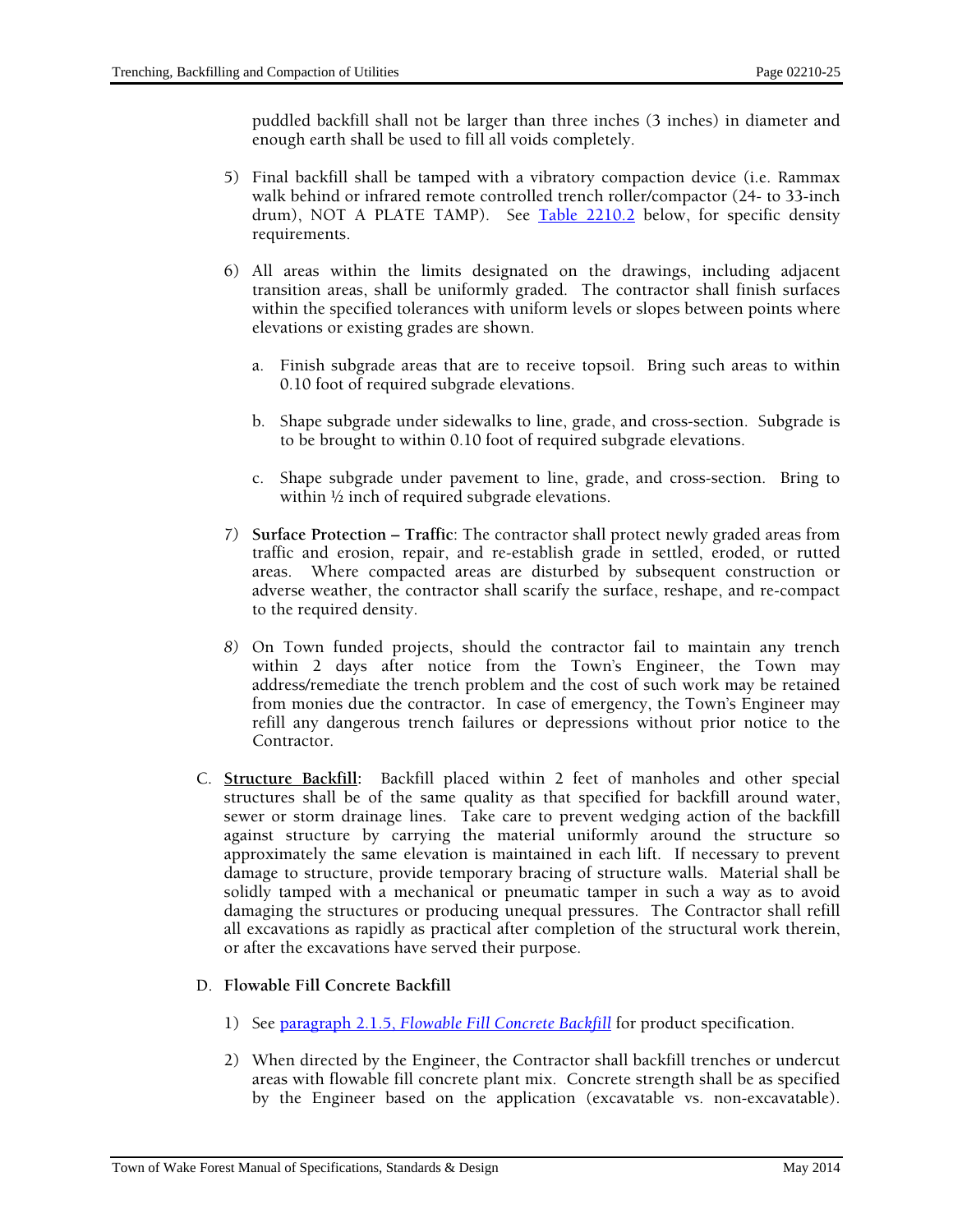puddled backfill shall not be larger than three inches (3 inches) in diameter and enough earth shall be used to fill all voids completely.

5) Final backfill shall be tamped with a vibratory compaction device (i.e. Rammax walk behind or infrared remote controlled trench roller/compactor (24- to 33-inch drum), NOT A PLATE TAMP). See Table 2210.2 below, for specific density requirements.

6) All areas within the limits designated on the drawings, including adjacent transition areas, shall be uniformly graded. The contractor shall finish surfaces within the specified tolerances with uniform levels or slopes between points where elevations or existing grades are shown.

   a. Finish subgrade areas that are to receive topsoil. Bring such areas to within 0.10 foot of required subgrade elevations.

   b. Shape subgrade under sidewalks to line, grade, and cross-section. Subgrade is to be brought to within 0.10 foot of required subgrade elevations.

   c. Shape subgrade under pavement to line, grade, and cross-section. Bring to within ½ inch of required subgrade elevations.

7) **Surface Protection – Traffic**: The contractor shall protect newly graded areas from traffic and erosion, repair, and re-establish grade in settled, eroded, or rutted areas. Where compacted areas are disturbed by subsequent construction or adverse weather, the contractor shall scarify the surface, reshape, and re-compact to the required density.

8) On Town funded projects, should the contractor fail to maintain any trench within 2 days after notice from the Town's Engineer, the Town may address/remediate the trench problem and the cost of such work may be retained from monies due the contractor. In case of emergency, the Town's Engineer may refill any dangerous trench failures or depressions without prior notice to the Contractor.

C. **Structure Backfill:** Backfill placed within 2 feet of manholes and other special structures shall be of the same quality as that specified for backfill around water, sewer or storm drainage lines. Take care to prevent wedging action of the backfill against structure by carrying the material uniformly around the structure so approximately the same elevation is maintained in each lift. If necessary to prevent damage to structure, provide temporary bracing of structure walls. Material shall be solidly tamped with a mechanical or pneumatic tamper in such a way as to avoid damaging the structures or producing unequal pressures. The Contractor shall refill all excavations as rapidly as practical after completion of the structural work therein, or after the excavations have served their purpose.

D. **Flowable Fill Concrete Backfill**

1) See paragraph 2.1.5, *Flowable Fill Concrete Backfill* for product specification.

2) When directed by the Engineer, the Contractor shall backfill trenches or undercut areas with flowable fill concrete plant mix. Concrete strength shall be as specified by the Engineer based on the application (excavatable vs. non-excavatable).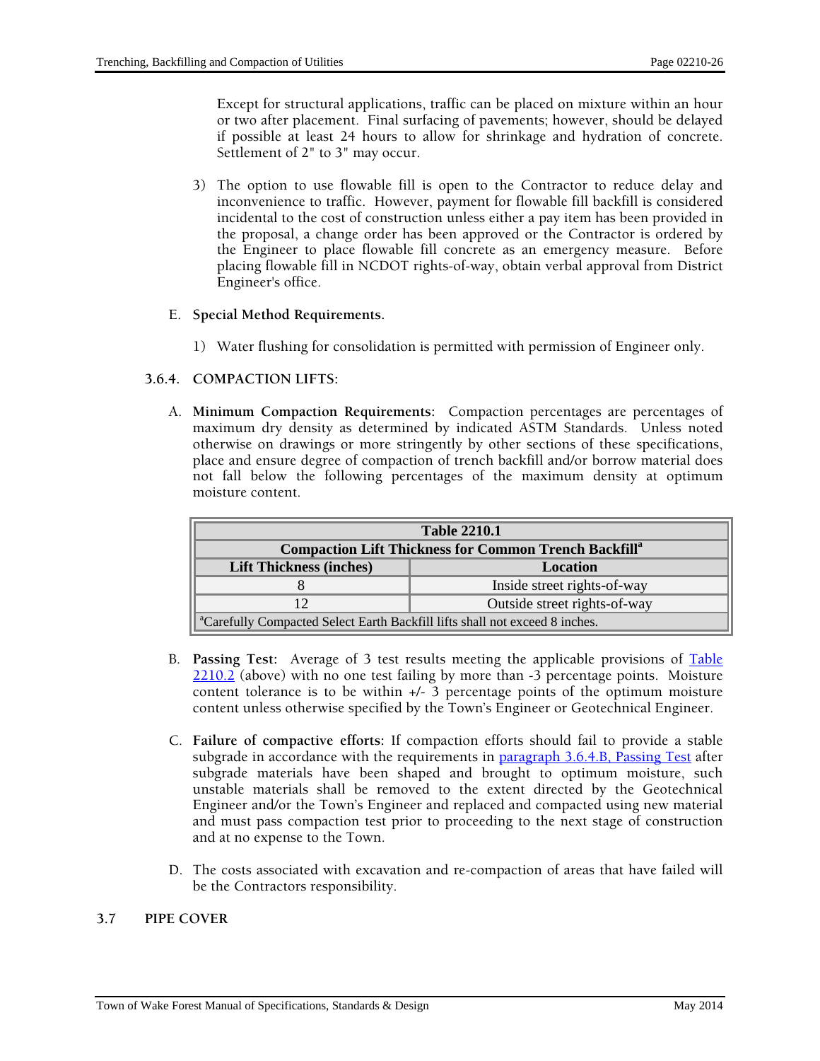Except for structural applications, traffic can be placed on mixture within an hour or two after placement. Final surfacing of pavements; however, should be delayed if possible at least 24 hours to allow for shrinkage and hydration of concrete. Settlement of 2" to 3" may occur.

3) The option to use flowable fill is open to the Contractor to reduce delay and inconvenience to traffic. However, payment for flowable fill backfill is considered incidental to the cost of construction unless either a pay item has been provided in the proposal, a change order has been approved or the Contractor is ordered by the Engineer to place flowable fill concrete as an emergency measure. Before placing flowable fill in NCDOT rights-of-way, obtain verbal approval from District Engineer's office.

E. **Special Method Requirements.**

1) Water flushing for consolidation is permitted with permission of Engineer only.

### 3.6.4. COMPACTION LIFTS:

A. **Minimum Compaction Requirements:** Compaction percentages are percentages of maximum dry density as determined by indicated ASTM Standards. Unless noted otherwise on drawings or more stringently by other sections of these specifications, place and ensure degree of compaction of trench backfill and/or borrow material does not fall below the following percentages of the maximum density at optimum moisture content.

| Table 2210.1 | |
|---|---|
| **Compaction Lift Thickness for Common Trench Backfill[a]** | |
| **Lift Thickness (inches)** | **Location** |
| 8 | Inside street rights-of-way |
| 12 | Outside street rights-of-way |
| [a]Carefully Compacted Select Earth Backfill lifts shall not exceed 8 inches. | |

B. **Passing Test:** Average of 3 test results meeting the applicable provisions of Table 2210.2 (above) with no one test failing by more than -3 percentage points. Moisture content tolerance is to be within +/- 3 percentage points of the optimum moisture content unless otherwise specified by the Town's Engineer or Geotechnical Engineer.

C. **Failure of compactive efforts:** If compaction efforts should fail to provide a stable subgrade in accordance with the requirements in paragraph 3.6.4.B, Passing Test after subgrade materials have been shaped and brought to optimum moisture, such unstable materials shall be removed to the extent directed by the Geotechnical Engineer and/or the Town's Engineer and replaced and compacted using new material and must pass compaction test prior to proceeding to the next stage of construction and at no expense to the Town.

D. The costs associated with excavation and re-compaction of areas that have failed will be the Contractors responsibility.

## 3.7 PIPE COVER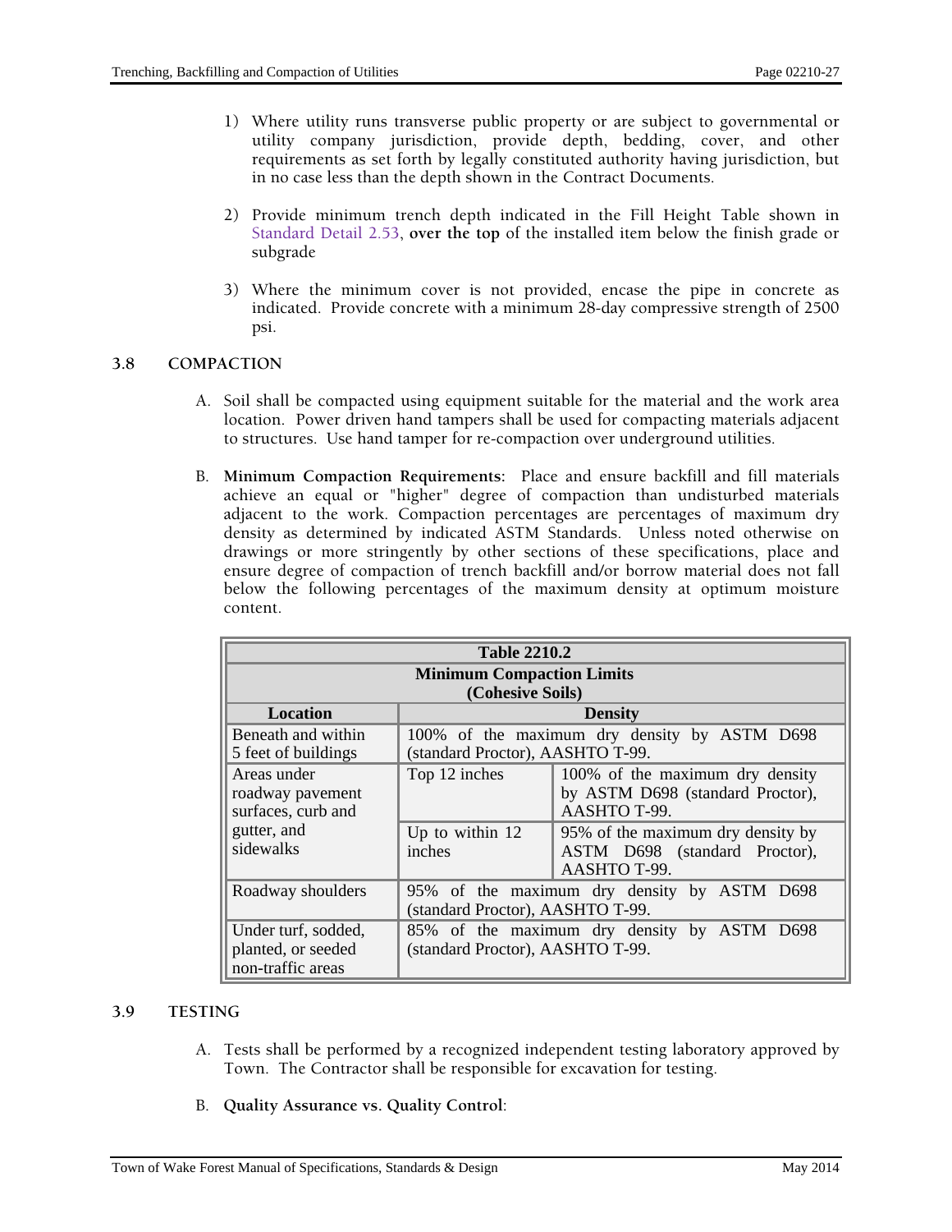1) Where utility runs transverse public property or are subject to governmental or utility company jurisdiction, provide depth, bedding, cover, and other requirements as set forth by legally constituted authority having jurisdiction, but in no case less than the depth shown in the Contract Documents.

2) Provide minimum trench depth indicated in the Fill Height Table shown in Standard Detail 2.53, **over the top** of the installed item below the finish grade or subgrade

3) Where the minimum cover is not provided, encase the pipe in concrete as indicated. Provide concrete with a minimum 28-day compressive strength of 2500 psi.

## 3.8 COMPACTION

A. Soil shall be compacted using equipment suitable for the material and the work area location. Power driven hand tampers shall be used for compacting materials adjacent to structures. Use hand tamper for re-compaction over underground utilities.

B. **Minimum Compaction Requirements:** Place and ensure backfill and fill materials achieve an equal or "higher" degree of compaction than undisturbed materials adjacent to the work. Compaction percentages are percentages of maximum dry density as determined by indicated ASTM Standards. Unless noted otherwise on drawings or more stringently by other sections of these specifications, place and ensure degree of compaction of trench backfill and/or borrow material does not fall below the following percentages of the maximum density at optimum moisture content.

**Table 2210.2**
**Minimum Compaction Limits (Cohesive Soils)**

| Location | Density | |
|---|---|---|
| Beneath and within 5 feet of buildings | 100% of the maximum dry density by ASTM D698 (standard Proctor), AASHTO T-99. | |
| Areas under roadway pavement surfaces, curb and gutter, and sidewalks | Top 12 inches | 100% of the maximum dry density by ASTM D698 (standard Proctor), AASHTO T-99. |
| | Up to within 12 inches | 95% of the maximum dry density by ASTM D698 (standard Proctor), AASHTO T-99. |
| Roadway shoulders | 95% of the maximum dry density by ASTM D698 (standard Proctor), AASHTO T-99. | |
| Under turf, sodded, planted, or seeded non-traffic areas | 85% of the maximum dry density by ASTM D698 (standard Proctor), AASHTO T-99. | |

## 3.9 TESTING

A. Tests shall be performed by a recognized independent testing laboratory approved by Town. The Contractor shall be responsible for excavation for testing.

B. **Quality Assurance vs. Quality Control**: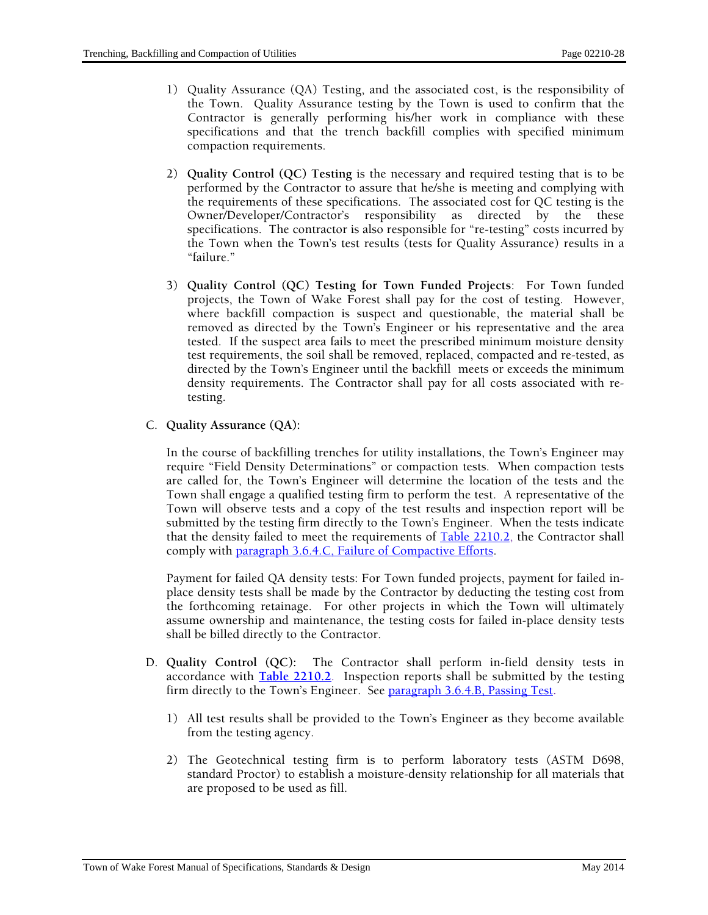1) Quality Assurance (QA) Testing, and the associated cost, is the responsibility of the Town. Quality Assurance testing by the Town is used to confirm that the Contractor is generally performing his/her work in compliance with these specifications and that the trench backfill complies with specified minimum compaction requirements.

2) **Quality Control (QC) Testing** is the necessary and required testing that is to be performed by the Contractor to assure that he/she is meeting and complying with the requirements of these specifications. The associated cost for QC testing is the Owner/Developer/Contractor's responsibility as directed by the these specifications. The contractor is also responsible for "re-testing" costs incurred by the Town when the Town's test results (tests for Quality Assurance) results in a "failure."

3) **Quality Control (QC) Testing for Town Funded Projects**: For Town funded projects, the Town of Wake Forest shall pay for the cost of testing. However, where backfill compaction is suspect and questionable, the material shall be removed as directed by the Town's Engineer or his representative and the area tested. If the suspect area fails to meet the prescribed minimum moisture density test requirements, the soil shall be removed, replaced, compacted and re-tested, as directed by the Town's Engineer until the backfill meets or exceeds the minimum density requirements. The Contractor shall pay for all costs associated with re-testing.

C. **Quality Assurance (QA):**

In the course of backfilling trenches for utility installations, the Town's Engineer may require "Field Density Determinations" or compaction tests. When compaction tests are called for, the Town's Engineer will determine the location of the tests and the Town shall engage a qualified testing firm to perform the test. A representative of the Town will observe tests and a copy of the test results and inspection report will be submitted by the testing firm directly to the Town's Engineer. When the tests indicate that the density failed to meet the requirements of Table 2210.2, the Contractor shall comply with paragraph 3.6.4.C, Failure of Compactive Efforts.

Payment for failed QA density tests: For Town funded projects, payment for failed in-place density tests shall be made by the Contractor by deducting the testing cost from the forthcoming retainage. For other projects in which the Town will ultimately assume ownership and maintenance, the testing costs for failed in-place density tests shall be billed directly to the Contractor.

D. **Quality Control (QC):** The Contractor shall perform in-field density tests in accordance with **Table 2210.2**. Inspection reports shall be submitted by the testing firm directly to the Town's Engineer. See paragraph 3.6.4.B, Passing Test.

1) All test results shall be provided to the Town's Engineer as they become available from the testing agency.

2) The Geotechnical testing firm is to perform laboratory tests (ASTM D698, standard Proctor) to establish a moisture-density relationship for all materials that are proposed to be used as fill.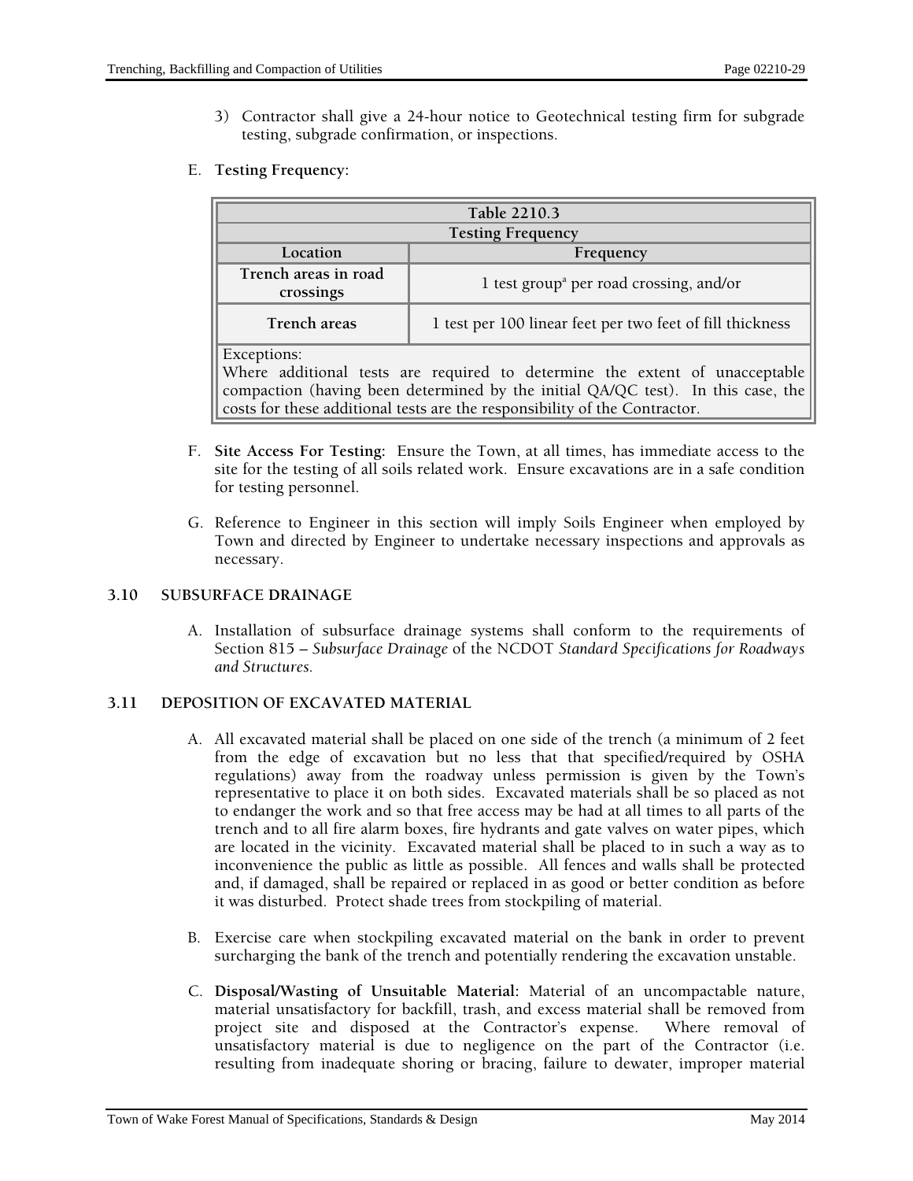3) Contractor shall give a 24-hour notice to Geotechnical testing firm for subgrade testing, subgrade confirmation, or inspections.

E. **Testing Frequency:**

| Table 2210.3 | |
|---|---|
| **Testing Frequency** | |
| **Location** | **Frequency** |
| **Trench areas in road crossings** | 1 test group[a] per road crossing, and/or |
| **Trench areas** | 1 test per 100 linear feet per two feet of fill thickness |
| Exceptions: Where additional tests are required to determine the extent of unacceptable compaction (having been determined by the initial QA/QC test). In this case, the costs for these additional tests are the responsibility of the Contractor. | |

F. **Site Access For Testing:** Ensure the Town, at all times, has immediate access to the site for the testing of all soils related work. Ensure excavations are in a safe condition for testing personnel.

G. Reference to Engineer in this section will imply Soils Engineer when employed by Town and directed by Engineer to undertake necessary inspections and approvals as necessary.

### 3.10 SUBSURFACE DRAINAGE

A. Installation of subsurface drainage systems shall conform to the requirements of Section 815 – *Subsurface Drainage* of the NCDOT *Standard Specifications for Roadways and Structures.*

### 3.11 DEPOSITION OF EXCAVATED MATERIAL

A. All excavated material shall be placed on one side of the trench (a minimum of 2 feet from the edge of excavation but no less that that specified/required by OSHA regulations) away from the roadway unless permission is given by the Town's representative to place it on both sides. Excavated materials shall be so placed as not to endanger the work and so that free access may be had at all times to all parts of the trench and to all fire alarm boxes, fire hydrants and gate valves on water pipes, which are located in the vicinity. Excavated material shall be placed to in such a way as to inconvenience the public as little as possible. All fences and walls shall be protected and, if damaged, shall be repaired or replaced in as good or better condition as before it was disturbed. Protect shade trees from stockpiling of material.

B. Exercise care when stockpiling excavated material on the bank in order to prevent surcharging the bank of the trench and potentially rendering the excavation unstable.

C. **Disposal/Wasting of Unsuitable Material:** Material of an uncompactable nature, material unsatisfactory for backfill, trash, and excess material shall be removed from project site and disposed at the Contractor's expense. Where removal of unsatisfactory material is due to negligence on the part of the Contractor (i.e. resulting from inadequate shoring or bracing, failure to dewater, improper material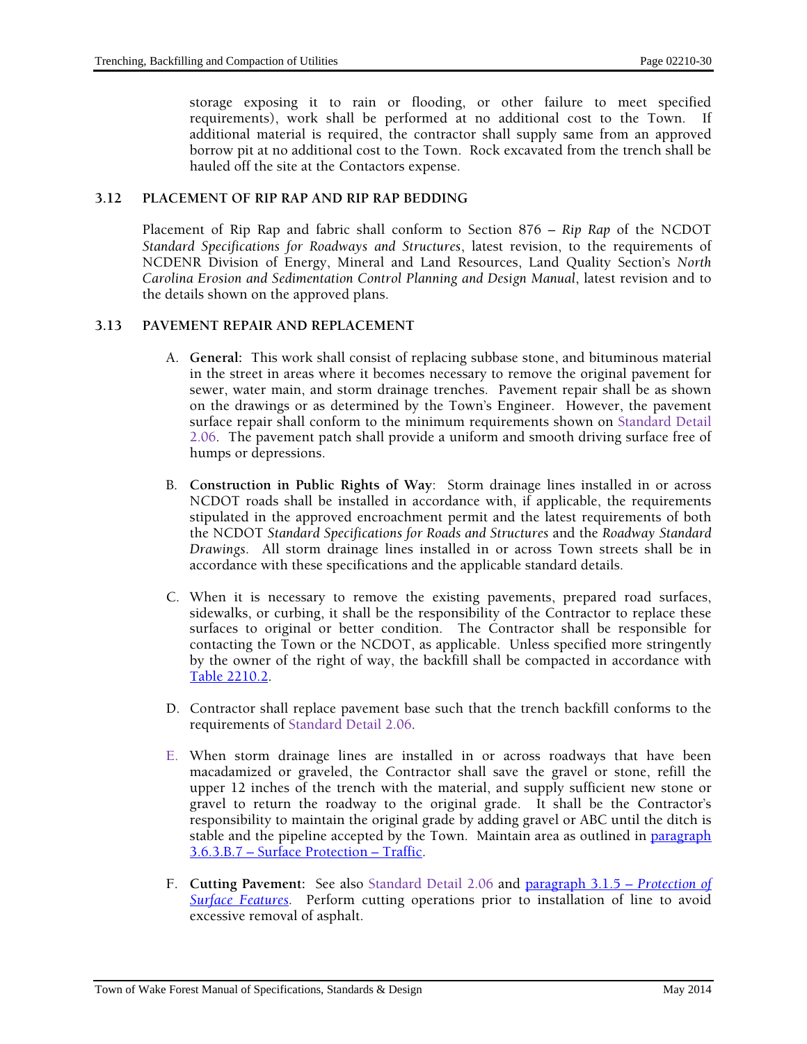storage exposing it to rain or flooding, or other failure to meet specified requirements), work shall be performed at no additional cost to the Town. If additional material is required, the contractor shall supply same from an approved borrow pit at no additional cost to the Town. Rock excavated from the trench shall be hauled off the site at the Contactors expense.

## 3.12 PLACEMENT OF RIP RAP AND RIP RAP BEDDING

Placement of Rip Rap and fabric shall conform to Section 876 – *Rip Rap* of the NCDOT *Standard Specifications for Roadways and Structures*, latest revision, to the requirements of NCDENR Division of Energy, Mineral and Land Resources, Land Quality Section's *North Carolina Erosion and Sedimentation Control Planning and Design Manual*, latest revision and to the details shown on the approved plans.

## 3.13 PAVEMENT REPAIR AND REPLACEMENT

A. **General:** This work shall consist of replacing subbase stone, and bituminous material in the street in areas where it becomes necessary to remove the original pavement for sewer, water main, and storm drainage trenches. Pavement repair shall be as shown on the drawings or as determined by the Town's Engineer. However, the pavement surface repair shall conform to the minimum requirements shown on Standard Detail 2.06. The pavement patch shall provide a uniform and smooth driving surface free of humps or depressions.

B. **Construction in Public Rights of Way**: Storm drainage lines installed in or across NCDOT roads shall be installed in accordance with, if applicable, the requirements stipulated in the approved encroachment permit and the latest requirements of both the NCDOT *Standard Specifications for Roads and Structures* and the *Roadway Standard Drawings*. All storm drainage lines installed in or across Town streets shall be in accordance with these specifications and the applicable standard details.

C. When it is necessary to remove the existing pavements, prepared road surfaces, sidewalks, or curbing, it shall be the responsibility of the Contractor to replace these surfaces to original or better condition. The Contractor shall be responsible for contacting the Town or the NCDOT, as applicable. Unless specified more stringently by the owner of the right of way, the backfill shall be compacted in accordance with Table 2210.2.

D. Contractor shall replace pavement base such that the trench backfill conforms to the requirements of Standard Detail 2.06.

E. When storm drainage lines are installed in or across roadways that have been macadamized or graveled, the Contractor shall save the gravel or stone, refill the upper 12 inches of the trench with the material, and supply sufficient new stone or gravel to return the roadway to the original grade. It shall be the Contractor's responsibility to maintain the original grade by adding gravel or ABC until the ditch is stable and the pipeline accepted by the Town. Maintain area as outlined in paragraph 3.6.3.B.7 – Surface Protection – Traffic.

F. **Cutting Pavement:** See also Standard Detail 2.06 and paragraph 3.1.5 – *Protection of Surface Features*. Perform cutting operations prior to installation of line to avoid excessive removal of asphalt.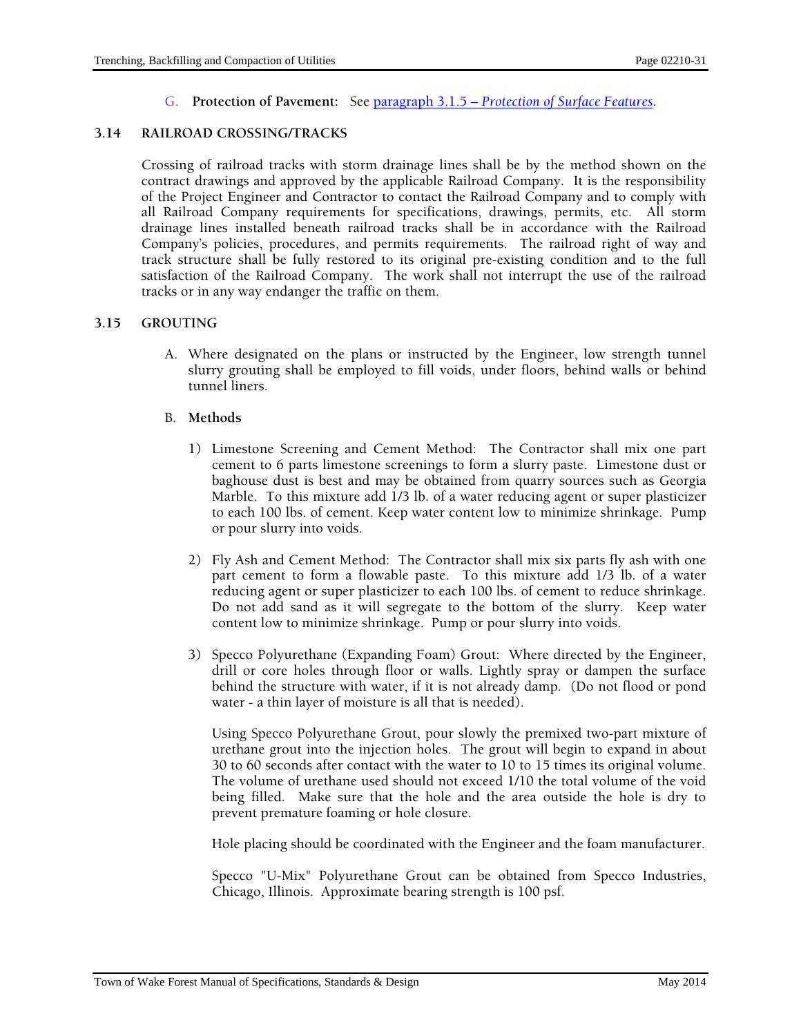G. **Protection of Pavement:** See [paragraph 3.1.5 – *Protection of Surface Features*](#).

## 3.14 RAILROAD CROSSING/TRACKS

Crossing of railroad tracks with storm drainage lines shall be by the method shown on the contract drawings and approved by the applicable Railroad Company. It is the responsibility of the Project Engineer and Contractor to contact the Railroad Company and to comply with all Railroad Company requirements for specifications, drawings, permits, etc. All storm drainage lines installed beneath railroad tracks shall be in accordance with the Railroad Company's policies, procedures, and permits requirements. The railroad right of way and track structure shall be fully restored to its original pre-existing condition and to the full satisfaction of the Railroad Company. The work shall not interrupt the use of the railroad tracks or in any way endanger the traffic on them.

## 3.15 GROUTING

A. Where designated on the plans or instructed by the Engineer, low strength tunnel slurry grouting shall be employed to fill voids, under floors, behind walls or behind tunnel liners.

B. **Methods**

1) Limestone Screening and Cement Method: The Contractor shall mix one part cement to 6 parts limestone screenings to form a slurry paste. Limestone dust or baghouse dust is best and may be obtained from quarry sources such as Georgia Marble. To this mixture add 1/3 lb. of a water reducing agent or super plasticizer to each 100 lbs. of cement. Keep water content low to minimize shrinkage. Pump or pour slurry into voids.

2) Fly Ash and Cement Method: The Contractor shall mix six parts fly ash with one part cement to form a flowable paste. To this mixture add 1/3 lb. of a water reducing agent or super plasticizer to each 100 lbs. of cement to reduce shrinkage. Do not add sand as it will segregate to the bottom of the slurry. Keep water content low to minimize shrinkage. Pump or pour slurry into voids.

3) Specco Polyurethane (Expanding Foam) Grout: Where directed by the Engineer, drill or core holes through floor or walls. Lightly spray or dampen the surface behind the structure with water, if it is not already damp. (Do not flood or pond water - a thin layer of moisture is all that is needed).

   Using Specco Polyurethane Grout, pour slowly the premixed two-part mixture of urethane grout into the injection holes. The grout will begin to expand in about 30 to 60 seconds after contact with the water to 10 to 15 times its original volume. The volume of urethane used should not exceed 1/10 the total volume of the void being filled. Make sure that the hole and the area outside the hole is dry to prevent premature foaming or hole closure.

   Hole placing should be coordinated with the Engineer and the foam manufacturer.

   Specco "U-Mix" Polyurethane Grout can be obtained from Specco Industries, Chicago, Illinois. Approximate bearing strength is 100 psf.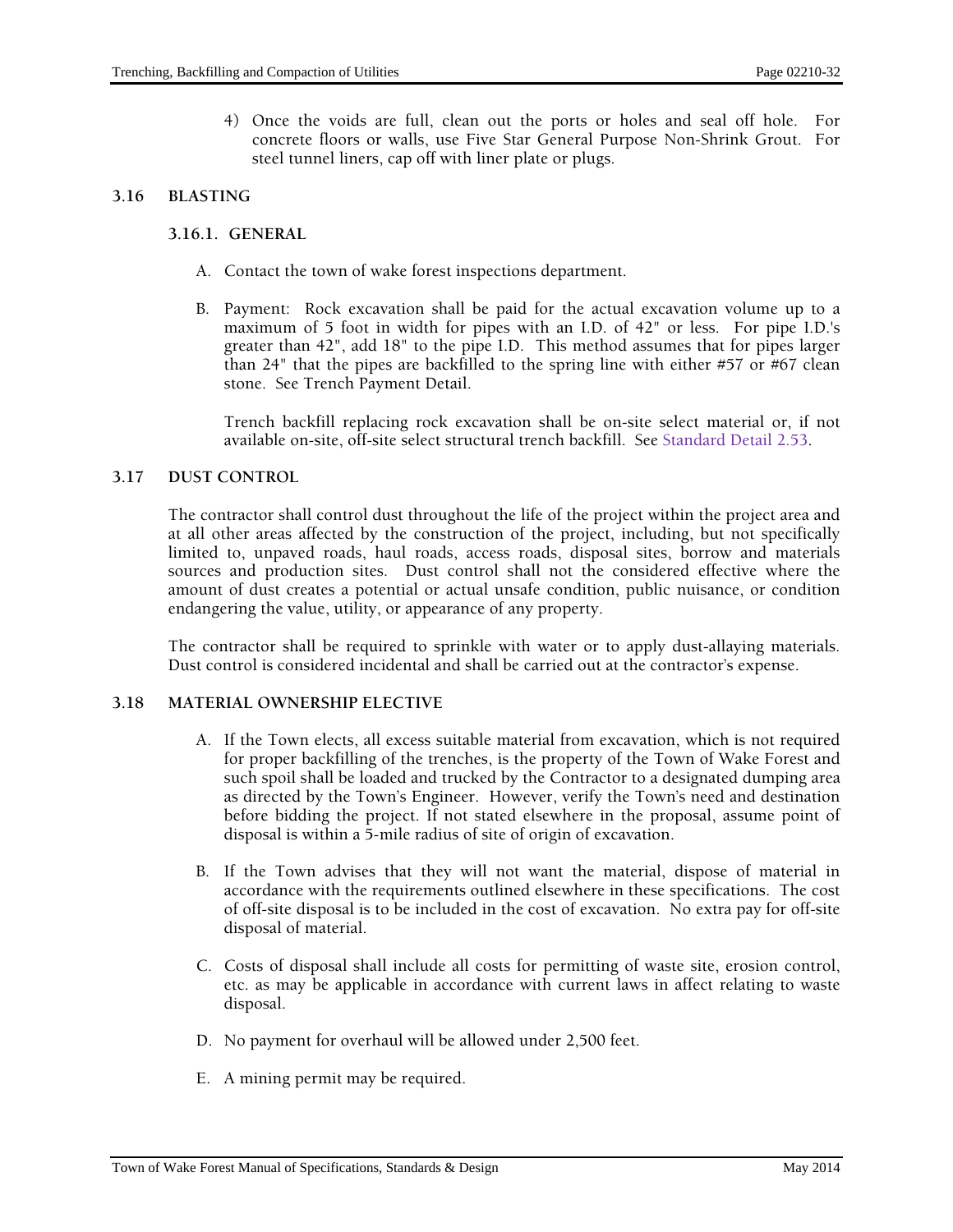4) Once the voids are full, clean out the ports or holes and seal off hole. For concrete floors or walls, use Five Star General Purpose Non-Shrink Grout. For steel tunnel liners, cap off with liner plate or plugs.

## 3.16 BLASTING

### 3.16.1. GENERAL

A. Contact the town of wake forest inspections department.

B. Payment: Rock excavation shall be paid for the actual excavation volume up to a maximum of 5 foot in width for pipes with an I.D. of 42" or less. For pipe I.D.'s greater than 42", add 18" to the pipe I.D. This method assumes that for pipes larger than 24" that the pipes are backfilled to the spring line with either #57 or #67 clean stone. See Trench Payment Detail.

   Trench backfill replacing rock excavation shall be on-site select material or, if not available on-site, off-site select structural trench backfill. See Standard Detail 2.53.

## 3.17 DUST CONTROL

The contractor shall control dust throughout the life of the project within the project area and at all other areas affected by the construction of the project, including, but not specifically limited to, unpaved roads, haul roads, access roads, disposal sites, borrow and materials sources and production sites. Dust control shall not the considered effective where the amount of dust creates a potential or actual unsafe condition, public nuisance, or condition endangering the value, utility, or appearance of any property.

The contractor shall be required to sprinkle with water or to apply dust-allaying materials. Dust control is considered incidental and shall be carried out at the contractor's expense.

## 3.18 MATERIAL OWNERSHIP ELECTIVE

A. If the Town elects, all excess suitable material from excavation, which is not required for proper backfilling of the trenches, is the property of the Town of Wake Forest and such spoil shall be loaded and trucked by the Contractor to a designated dumping area as directed by the Town's Engineer. However, verify the Town's need and destination before bidding the project. If not stated elsewhere in the proposal, assume point of disposal is within a 5-mile radius of site of origin of excavation.

B. If the Town advises that they will not want the material, dispose of material in accordance with the requirements outlined elsewhere in these specifications. The cost of off-site disposal is to be included in the cost of excavation. No extra pay for off-site disposal of material.

C. Costs of disposal shall include all costs for permitting of waste site, erosion control, etc. as may be applicable in accordance with current laws in affect relating to waste disposal.

D. No payment for overhaul will be allowed under 2,500 feet.

E. A mining permit may be required.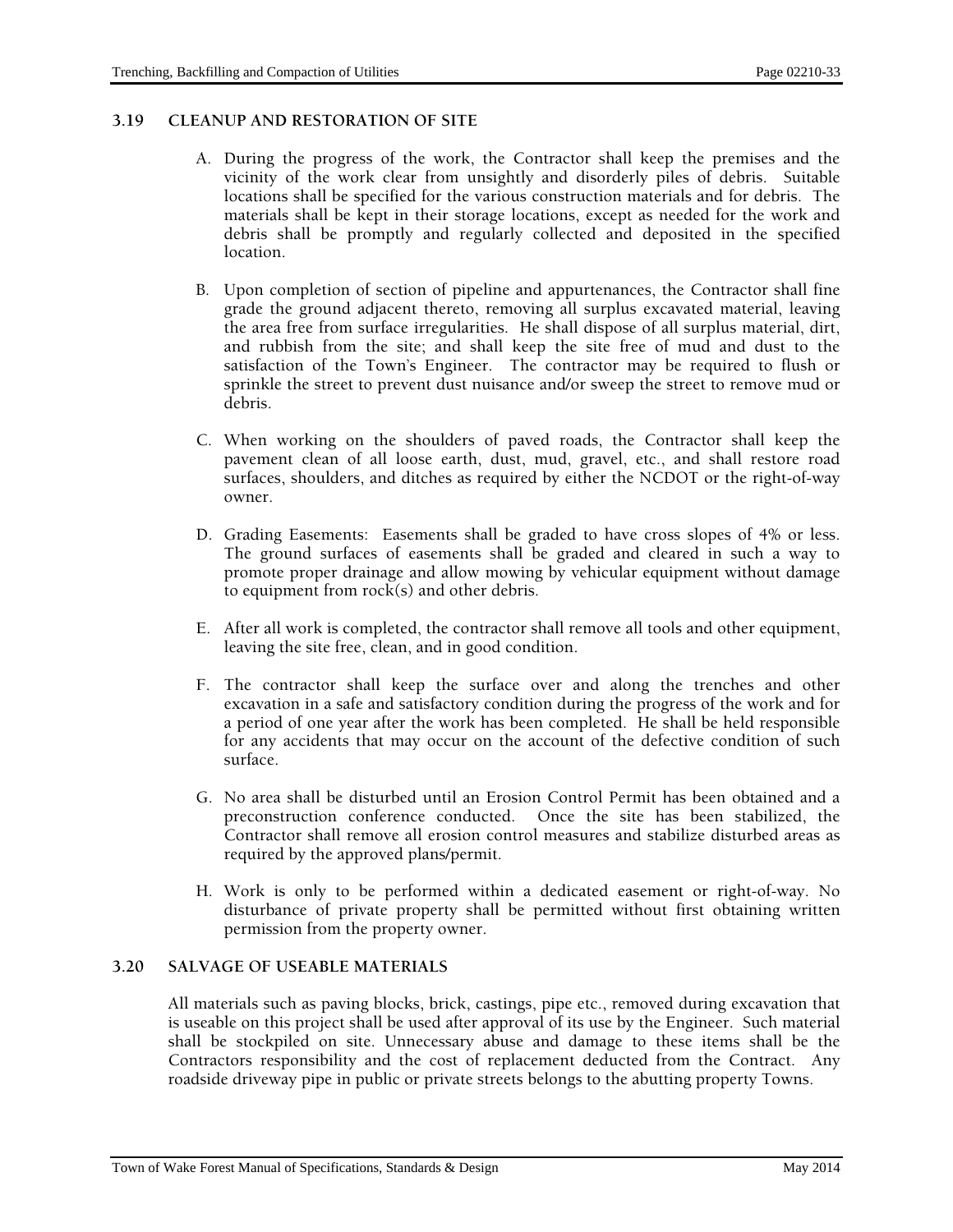### 3.19 CLEANUP AND RESTORATION OF SITE

A. During the progress of the work, the Contractor shall keep the premises and the vicinity of the work clear from unsightly and disorderly piles of debris. Suitable locations shall be specified for the various construction materials and for debris. The materials shall be kept in their storage locations, except as needed for the work and debris shall be promptly and regularly collected and deposited in the specified location.

B. Upon completion of section of pipeline and appurtenances, the Contractor shall fine grade the ground adjacent thereto, removing all surplus excavated material, leaving the area free from surface irregularities. He shall dispose of all surplus material, dirt, and rubbish from the site; and shall keep the site free of mud and dust to the satisfaction of the Town's Engineer. The contractor may be required to flush or sprinkle the street to prevent dust nuisance and/or sweep the street to remove mud or debris.

C. When working on the shoulders of paved roads, the Contractor shall keep the pavement clean of all loose earth, dust, mud, gravel, etc., and shall restore road surfaces, shoulders, and ditches as required by either the NCDOT or the right-of-way owner.

D. Grading Easements: Easements shall be graded to have cross slopes of 4% or less. The ground surfaces of easements shall be graded and cleared in such a way to promote proper drainage and allow mowing by vehicular equipment without damage to equipment from rock(s) and other debris.

E. After all work is completed, the contractor shall remove all tools and other equipment, leaving the site free, clean, and in good condition.

F. The contractor shall keep the surface over and along the trenches and other excavation in a safe and satisfactory condition during the progress of the work and for a period of one year after the work has been completed. He shall be held responsible for any accidents that may occur on the account of the defective condition of such surface.

G. No area shall be disturbed until an Erosion Control Permit has been obtained and a preconstruction conference conducted. Once the site has been stabilized, the Contractor shall remove all erosion control measures and stabilize disturbed areas as required by the approved plans/permit.

H. Work is only to be performed within a dedicated easement or right-of-way. No disturbance of private property shall be permitted without first obtaining written permission from the property owner.

### 3.20 SALVAGE OF USEABLE MATERIALS

All materials such as paving blocks, brick, castings, pipe etc., removed during excavation that is useable on this project shall be used after approval of its use by the Engineer. Such material shall be stockpiled on site. Unnecessary abuse and damage to these items shall be the Contractors responsibility and the cost of replacement deducted from the Contract. Any roadside driveway pipe in public or private streets belongs to the abutting property Towns.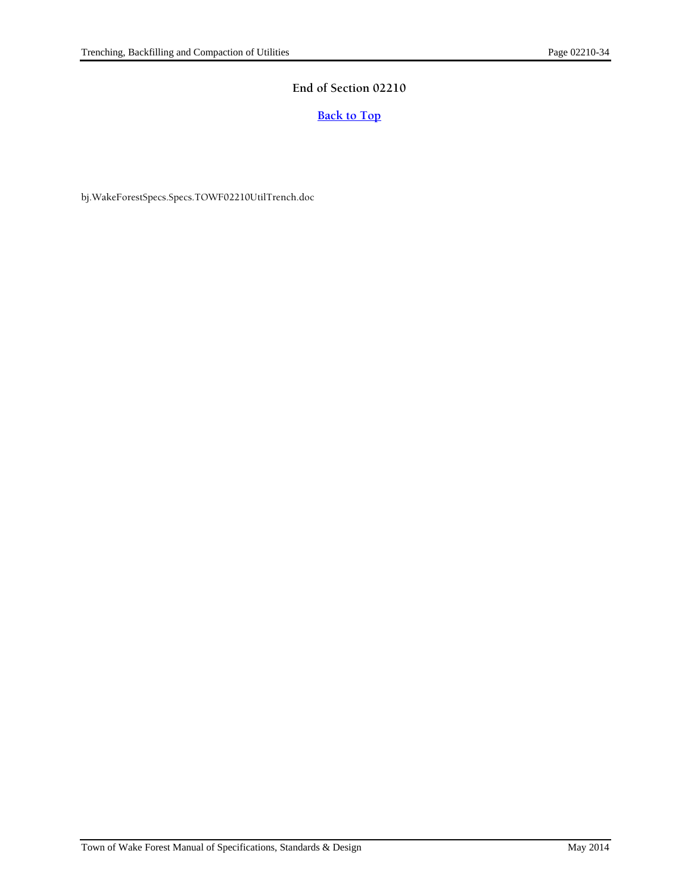**End of Section 02210**

[Back to Top]

bj.WakeForestSpecs.Specs.TOWF02210UtilTrench.doc